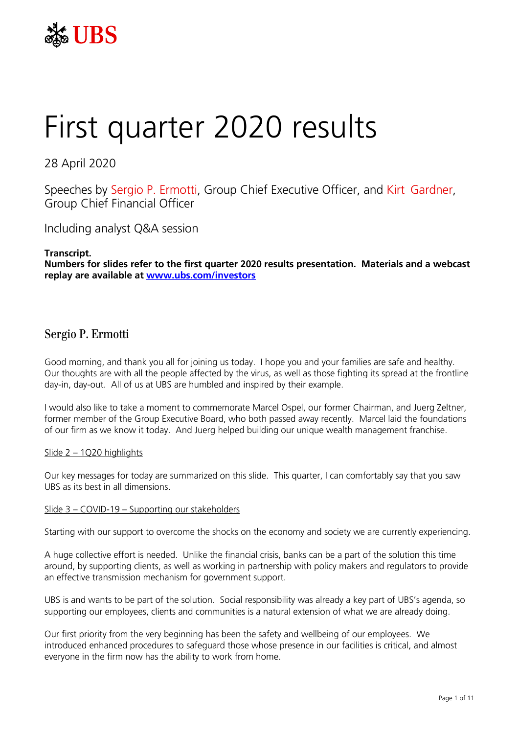# First quarter 2020 results

28 April 2020

Speeches by Sergio P. Ermotti, Group Chief Executive Officer, and Kirt Gardner, Group Chief Financial Officer

Including analyst Q&A session

**Transcript.**
**Numbers for slides refer to the first quarter 2020 results presentation. Materials and a webcast replay are available at [www.ubs.com/investors](http://www.ubs.com/investors)**

## Sergio P. Ermotti

Good morning, and thank you all for joining us today. I hope you and your families are safe and healthy. Our thoughts are with all the people affected by the virus, as well as those fighting its spread at the frontline day-in, day-out. All of us at UBS are humbled and inspired by their example.

I would also like to take a moment to commemorate Marcel Ospel, our former Chairman, and Juerg Zeltner, former member of the Group Executive Board, who both passed away recently. Marcel laid the foundations of our firm as we know it today. And Juerg helped building our unique wealth management franchise.

Slide 2 – 1Q20 highlights

Our key messages for today are summarized on this slide. This quarter, I can comfortably say that you saw UBS as its best in all dimensions.

Slide 3 – COVID-19 – Supporting our stakeholders

Starting with our support to overcome the shocks on the economy and society we are currently experiencing.

A huge collective effort is needed. Unlike the financial crisis, banks can be a part of the solution this time around, by supporting clients, as well as working in partnership with policy makers and regulators to provide an effective transmission mechanism for government support.

UBS is and wants to be part of the solution. Social responsibility was already a key part of UBS's agenda, so supporting our employees, clients and communities is a natural extension of what we are already doing.

Our first priority from the very beginning has been the safety and wellbeing of our employees. We introduced enhanced procedures to safeguard those whose presence in our facilities is critical, and almost everyone in the firm now has the ability to work from home.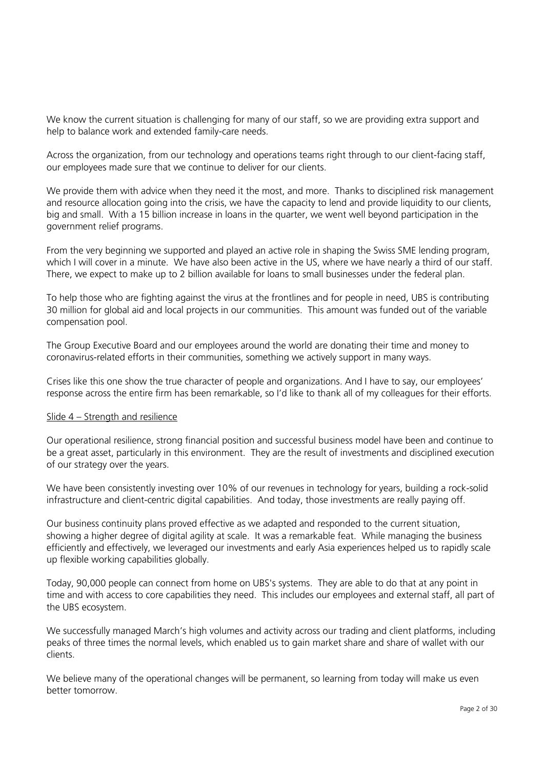We know the current situation is challenging for many of our staff, so we are providing extra support and help to balance work and extended family-care needs.

Across the organization, from our technology and operations teams right through to our client-facing staff, our employees made sure that we continue to deliver for our clients.

We provide them with advice when they need it the most, and more. Thanks to disciplined risk management and resource allocation going into the crisis, we have the capacity to lend and provide liquidity to our clients, big and small. With a 15 billion increase in loans in the quarter, we went well beyond participation in the government relief programs.

From the very beginning we supported and played an active role in shaping the Swiss SME lending program, which I will cover in a minute. We have also been active in the US, where we have nearly a third of our staff. There, we expect to make up to 2 billion available for loans to small businesses under the federal plan.

To help those who are fighting against the virus at the frontlines and for people in need, UBS is contributing 30 million for global aid and local projects in our communities. This amount was funded out of the variable compensation pool.

The Group Executive Board and our employees around the world are donating their time and money to coronavirus-related efforts in their communities, something we actively support in many ways.

Crises like this one show the true character of people and organizations. And I have to say, our employees' response across the entire firm has been remarkable, so I'd like to thank all of my colleagues for their efforts.

Slide 4 – Strength and resilience

Our operational resilience, strong financial position and successful business model have been and continue to be a great asset, particularly in this environment. They are the result of investments and disciplined execution of our strategy over the years.

We have been consistently investing over 10% of our revenues in technology for years, building a rock-solid infrastructure and client-centric digital capabilities. And today, those investments are really paying off.

Our business continuity plans proved effective as we adapted and responded to the current situation, showing a higher degree of digital agility at scale. It was a remarkable feat. While managing the business efficiently and effectively, we leveraged our investments and early Asia experiences helped us to rapidly scale up flexible working capabilities globally.

Today, 90,000 people can connect from home on UBS's systems. They are able to do that at any point in time and with access to core capabilities they need. This includes our employees and external staff, all part of the UBS ecosystem.

We successfully managed March's high volumes and activity across our trading and client platforms, including peaks of three times the normal levels, which enabled us to gain market share and share of wallet with our clients.

We believe many of the operational changes will be permanent, so learning from today will make us even better tomorrow.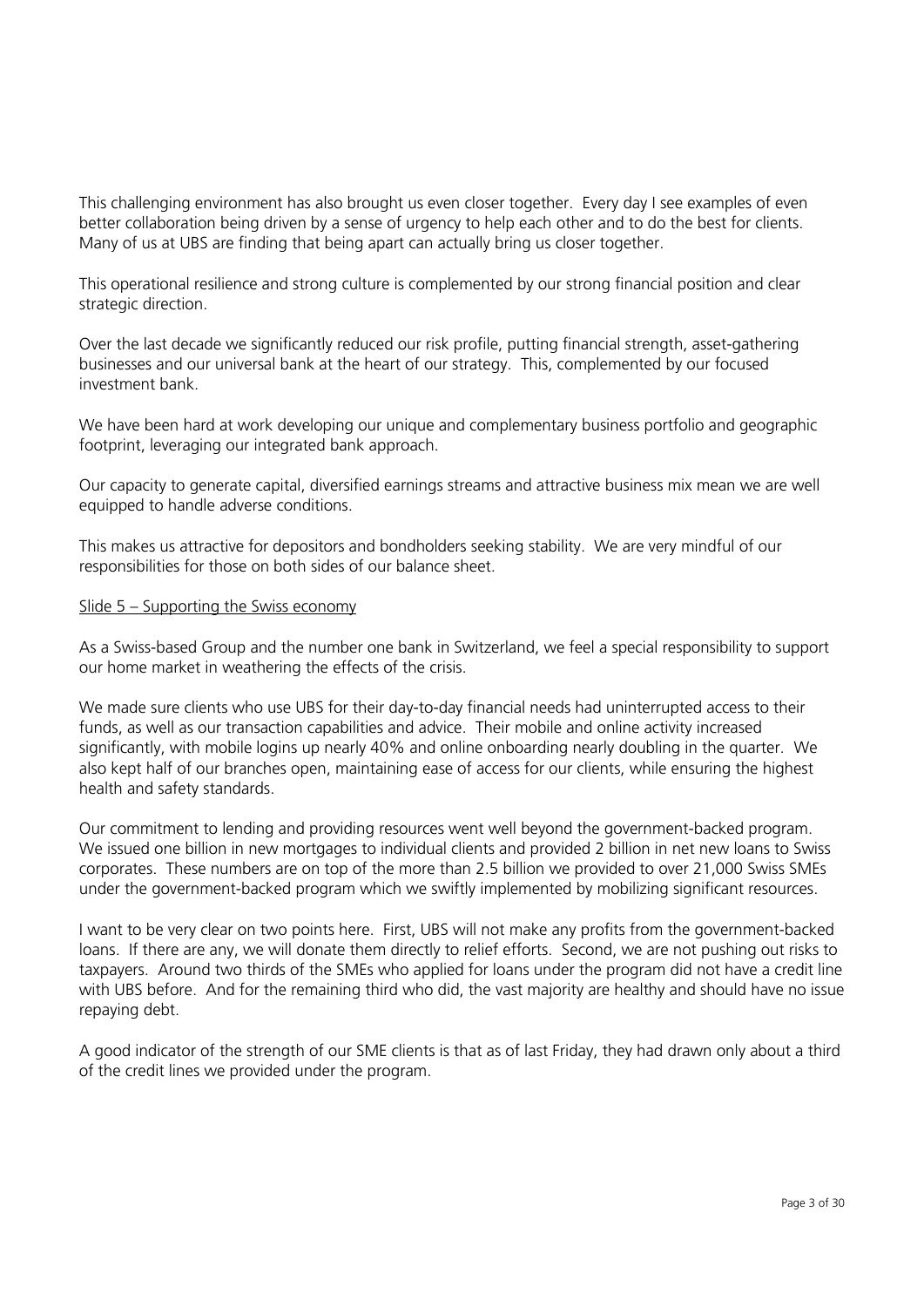This challenging environment has also brought us even closer together. Every day I see examples of even better collaboration being driven by a sense of urgency to help each other and to do the best for clients. Many of us at UBS are finding that being apart can actually bring us closer together.

This operational resilience and strong culture is complemented by our strong financial position and clear strategic direction.

Over the last decade we significantly reduced our risk profile, putting financial strength, asset-gathering businesses and our universal bank at the heart of our strategy. This, complemented by our focused investment bank.

We have been hard at work developing our unique and complementary business portfolio and geographic footprint, leveraging our integrated bank approach.

Our capacity to generate capital, diversified earnings streams and attractive business mix mean we are well equipped to handle adverse conditions.

This makes us attractive for depositors and bondholders seeking stability. We are very mindful of our responsibilities for those on both sides of our balance sheet.

<u>Slide 5 – Supporting the Swiss economy</u>

As a Swiss-based Group and the number one bank in Switzerland, we feel a special responsibility to support our home market in weathering the effects of the crisis.

We made sure clients who use UBS for their day-to-day financial needs had uninterrupted access to their funds, as well as our transaction capabilities and advice. Their mobile and online activity increased significantly, with mobile logins up nearly 40% and online onboarding nearly doubling in the quarter. We also kept half of our branches open, maintaining ease of access for our clients, while ensuring the highest health and safety standards.

Our commitment to lending and providing resources went well beyond the government-backed program. We issued one billion in new mortgages to individual clients and provided 2 billion in net new loans to Swiss corporates. These numbers are on top of the more than 2.5 billion we provided to over 21,000 Swiss SMEs under the government-backed program which we swiftly implemented by mobilizing significant resources.

I want to be very clear on two points here. First, UBS will not make any profits from the government-backed loans. If there are any, we will donate them directly to relief efforts. Second, we are not pushing out risks to taxpayers. Around two thirds of the SMEs who applied for loans under the program did not have a credit line with UBS before. And for the remaining third who did, the vast majority are healthy and should have no issue repaying debt.

A good indicator of the strength of our SME clients is that as of last Friday, they had drawn only about a third of the credit lines we provided under the program.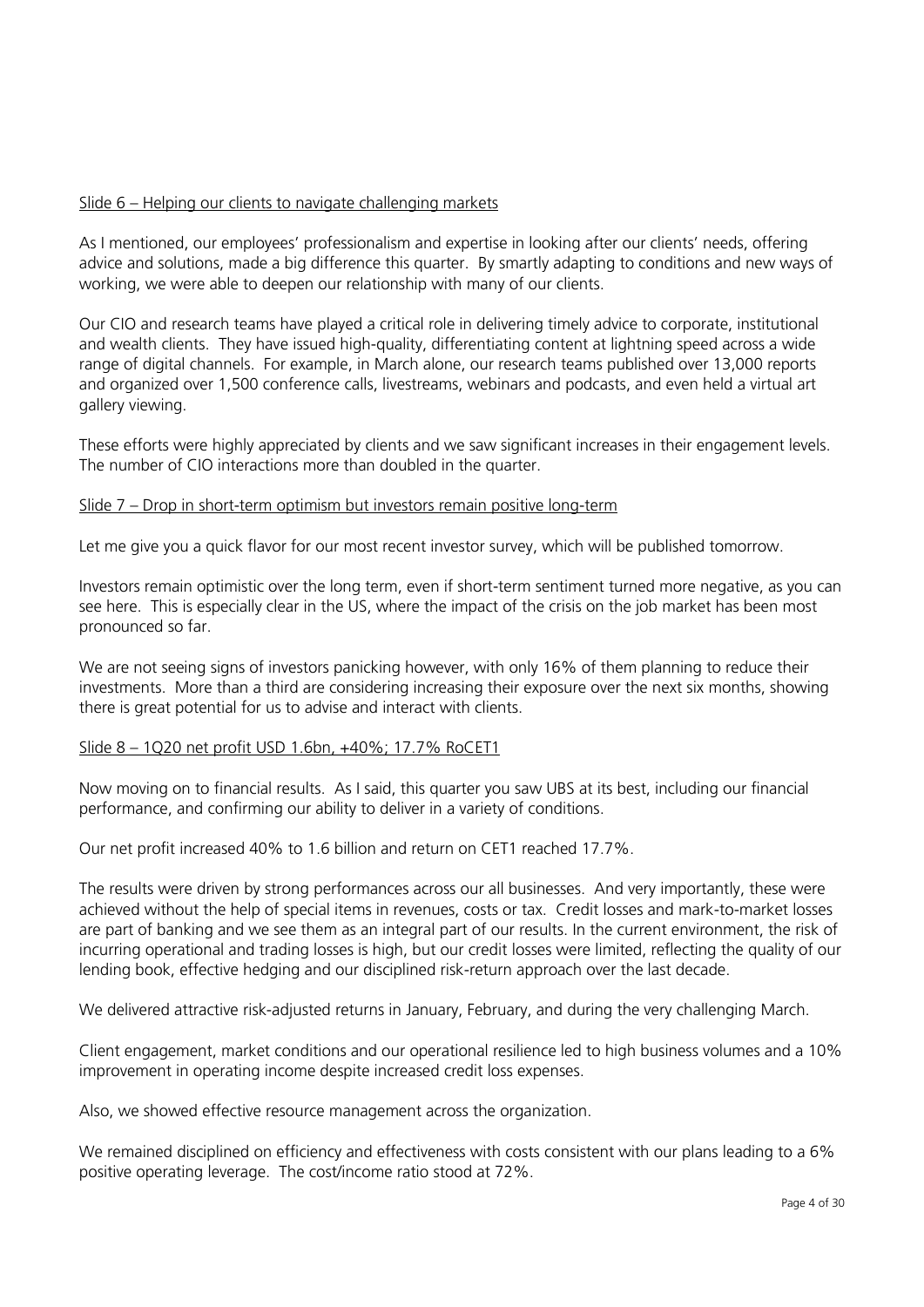Slide 6 – Helping our clients to navigate challenging markets

As I mentioned, our employees' professionalism and expertise in looking after our clients' needs, offering advice and solutions, made a big difference this quarter. By smartly adapting to conditions and new ways of working, we were able to deepen our relationship with many of our clients.

Our CIO and research teams have played a critical role in delivering timely advice to corporate, institutional and wealth clients. They have issued high-quality, differentiating content at lightning speed across a wide range of digital channels. For example, in March alone, our research teams published over 13,000 reports and organized over 1,500 conference calls, livestreams, webinars and podcasts, and even held a virtual art gallery viewing.

These efforts were highly appreciated by clients and we saw significant increases in their engagement levels. The number of CIO interactions more than doubled in the quarter.

Slide 7 – Drop in short-term optimism but investors remain positive long-term

Let me give you a quick flavor for our most recent investor survey, which will be published tomorrow.

Investors remain optimistic over the long term, even if short-term sentiment turned more negative, as you can see here. This is especially clear in the US, where the impact of the crisis on the job market has been most pronounced so far.

We are not seeing signs of investors panicking however, with only 16% of them planning to reduce their investments. More than a third are considering increasing their exposure over the next six months, showing there is great potential for us to advise and interact with clients.

Slide 8 – 1Q20 net profit USD 1.6bn, +40%; 17.7% RoCET1

Now moving on to financial results. As I said, this quarter you saw UBS at its best, including our financial performance, and confirming our ability to deliver in a variety of conditions.

Our net profit increased 40% to 1.6 billion and return on CET1 reached 17.7%.

The results were driven by strong performances across our all businesses. And very importantly, these were achieved without the help of special items in revenues, costs or tax. Credit losses and mark-to-market losses are part of banking and we see them as an integral part of our results. In the current environment, the risk of incurring operational and trading losses is high, but our credit losses were limited, reflecting the quality of our lending book, effective hedging and our disciplined risk-return approach over the last decade.

We delivered attractive risk-adjusted returns in January, February, and during the very challenging March.

Client engagement, market conditions and our operational resilience led to high business volumes and a 10% improvement in operating income despite increased credit loss expenses.

Also, we showed effective resource management across the organization.

We remained disciplined on efficiency and effectiveness with costs consistent with our plans leading to a 6% positive operating leverage. The cost/income ratio stood at 72%.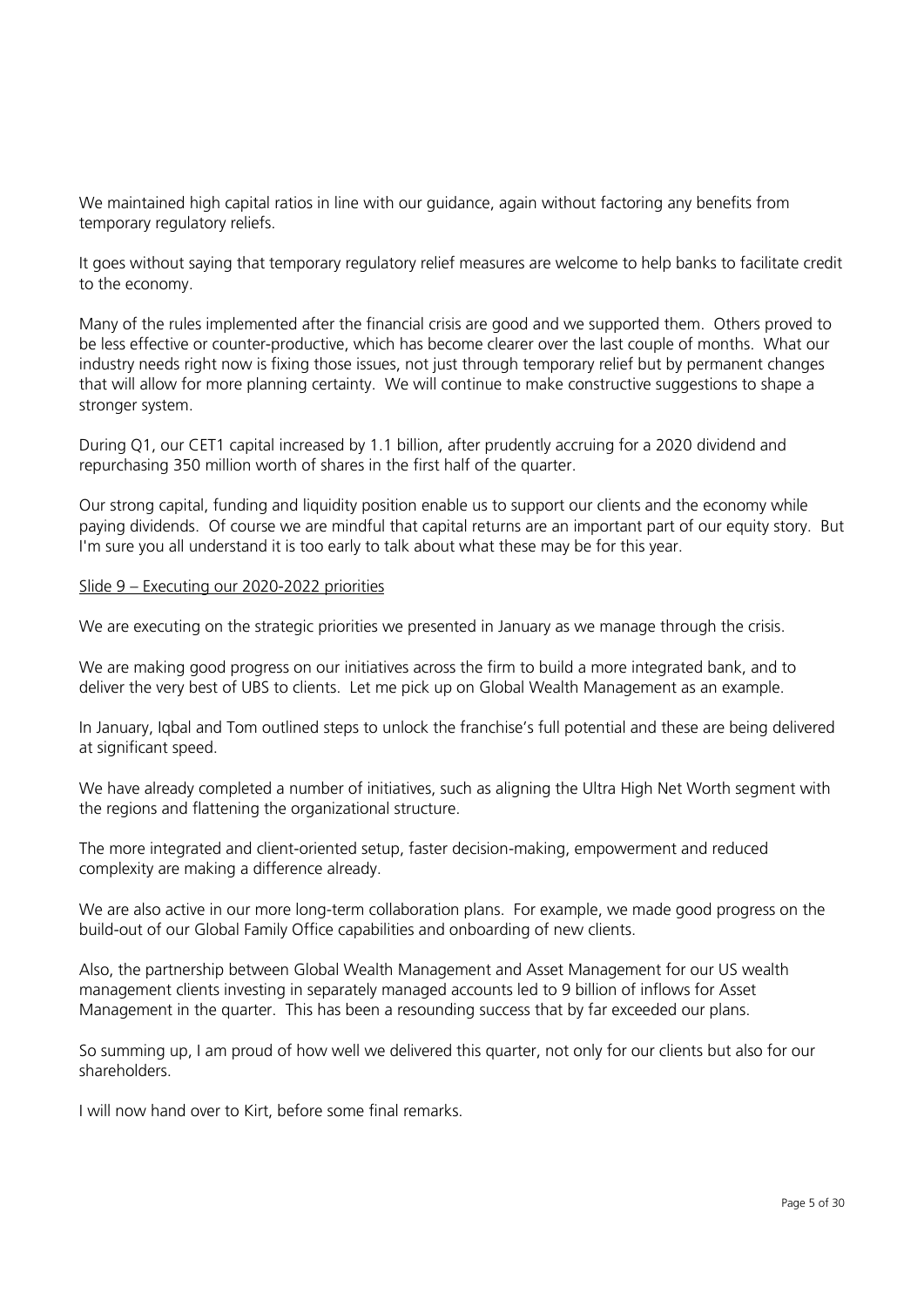We maintained high capital ratios in line with our guidance, again without factoring any benefits from temporary regulatory reliefs.

It goes without saying that temporary regulatory relief measures are welcome to help banks to facilitate credit to the economy.

Many of the rules implemented after the financial crisis are good and we supported them. Others proved to be less effective or counter-productive, which has become clearer over the last couple of months. What our industry needs right now is fixing those issues, not just through temporary relief but by permanent changes that will allow for more planning certainty. We will continue to make constructive suggestions to shape a stronger system.

During Q1, our CET1 capital increased by 1.1 billion, after prudently accruing for a 2020 dividend and repurchasing 350 million worth of shares in the first half of the quarter.

Our strong capital, funding and liquidity position enable us to support our clients and the economy while paying dividends. Of course we are mindful that capital returns are an important part of our equity story. But I'm sure you all understand it is too early to talk about what these may be for this year.

<u>Slide 9 – Executing our 2020-2022 priorities</u>

We are executing on the strategic priorities we presented in January as we manage through the crisis.

We are making good progress on our initiatives across the firm to build a more integrated bank, and to deliver the very best of UBS to clients. Let me pick up on Global Wealth Management as an example.

In January, Iqbal and Tom outlined steps to unlock the franchise's full potential and these are being delivered at significant speed.

We have already completed a number of initiatives, such as aligning the Ultra High Net Worth segment with the regions and flattening the organizational structure.

The more integrated and client-oriented setup, faster decision-making, empowerment and reduced complexity are making a difference already.

We are also active in our more long-term collaboration plans. For example, we made good progress on the build-out of our Global Family Office capabilities and onboarding of new clients.

Also, the partnership between Global Wealth Management and Asset Management for our US wealth management clients investing in separately managed accounts led to 9 billion of inflows for Asset Management in the quarter. This has been a resounding success that by far exceeded our plans.

So summing up, I am proud of how well we delivered this quarter, not only for our clients but also for our shareholders.

I will now hand over to Kirt, before some final remarks.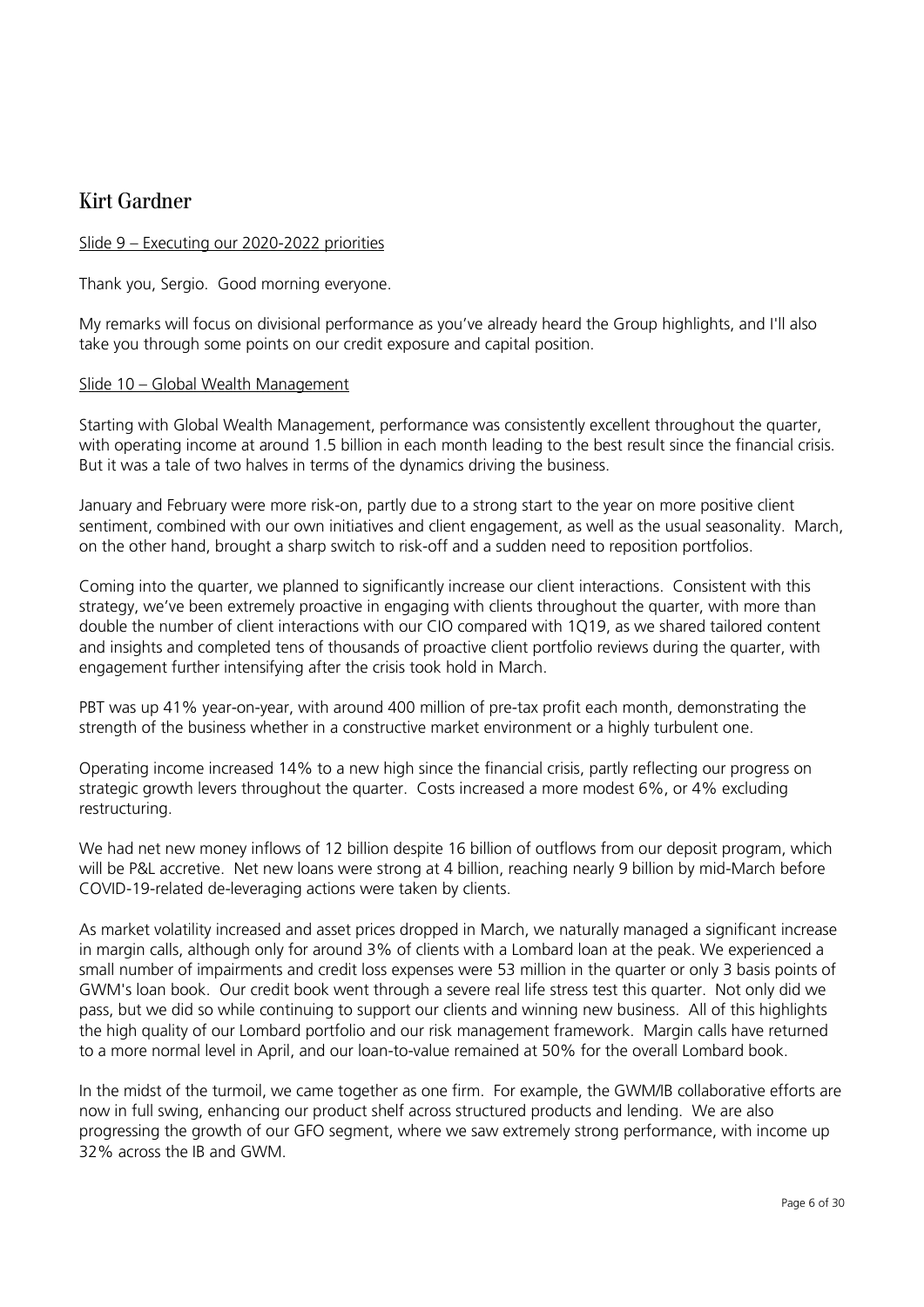## Kirt Gardner

<u>Slide 9 – Executing our 2020-2022 priorities</u>

Thank you, Sergio. Good morning everyone.

My remarks will focus on divisional performance as you've already heard the Group highlights, and I'll also take you through some points on our credit exposure and capital position.

<u>Slide 10 – Global Wealth Management</u>

Starting with Global Wealth Management, performance was consistently excellent throughout the quarter, with operating income at around 1.5 billion in each month leading to the best result since the financial crisis. But it was a tale of two halves in terms of the dynamics driving the business.

January and February were more risk-on, partly due to a strong start to the year on more positive client sentiment, combined with our own initiatives and client engagement, as well as the usual seasonality. March, on the other hand, brought a sharp switch to risk-off and a sudden need to reposition portfolios.

Coming into the quarter, we planned to significantly increase our client interactions. Consistent with this strategy, we've been extremely proactive in engaging with clients throughout the quarter, with more than double the number of client interactions with our CIO compared with 1Q19, as we shared tailored content and insights and completed tens of thousands of proactive client portfolio reviews during the quarter, with engagement further intensifying after the crisis took hold in March.

PBT was up 41% year-on-year, with around 400 million of pre-tax profit each month, demonstrating the strength of the business whether in a constructive market environment or a highly turbulent one.

Operating income increased 14% to a new high since the financial crisis, partly reflecting our progress on strategic growth levers throughout the quarter. Costs increased a more modest 6%, or 4% excluding restructuring.

We had net new money inflows of 12 billion despite 16 billion of outflows from our deposit program, which will be P&L accretive. Net new loans were strong at 4 billion, reaching nearly 9 billion by mid-March before COVID-19-related de-leveraging actions were taken by clients.

As market volatility increased and asset prices dropped in March, we naturally managed a significant increase in margin calls, although only for around 3% of clients with a Lombard loan at the peak. We experienced a small number of impairments and credit loss expenses were 53 million in the quarter or only 3 basis points of GWM's loan book. Our credit book went through a severe real life stress test this quarter. Not only did we pass, but we did so while continuing to support our clients and winning new business. All of this highlights the high quality of our Lombard portfolio and our risk management framework. Margin calls have returned to a more normal level in April, and our loan-to-value remained at 50% for the overall Lombard book.

In the midst of the turmoil, we came together as one firm. For example, the GWM/IB collaborative efforts are now in full swing, enhancing our product shelf across structured products and lending. We are also progressing the growth of our GFO segment, where we saw extremely strong performance, with income up 32% across the IB and GWM.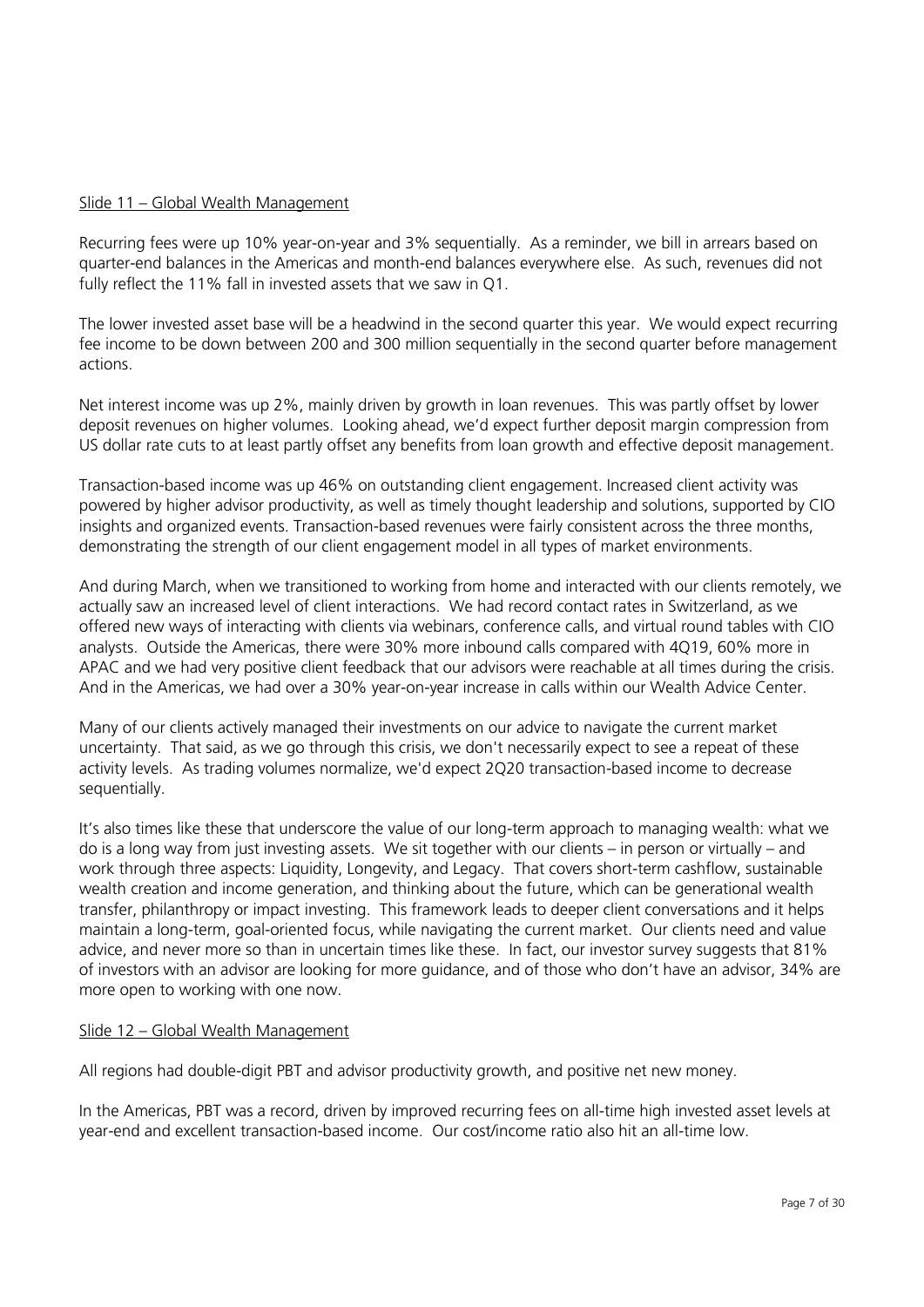<u>Slide 11 – Global Wealth Management</u>

Recurring fees were up 10% year-on-year and 3% sequentially. As a reminder, we bill in arrears based on quarter-end balances in the Americas and month-end balances everywhere else. As such, revenues did not fully reflect the 11% fall in invested assets that we saw in Q1.

The lower invested asset base will be a headwind in the second quarter this year. We would expect recurring fee income to be down between 200 and 300 million sequentially in the second quarter before management actions.

Net interest income was up 2%, mainly driven by growth in loan revenues. This was partly offset by lower deposit revenues on higher volumes. Looking ahead, we'd expect further deposit margin compression from US dollar rate cuts to at least partly offset any benefits from loan growth and effective deposit management.

Transaction-based income was up 46% on outstanding client engagement. Increased client activity was powered by higher advisor productivity, as well as timely thought leadership and solutions, supported by CIO insights and organized events. Transaction-based revenues were fairly consistent across the three months, demonstrating the strength of our client engagement model in all types of market environments.

And during March, when we transitioned to working from home and interacted with our clients remotely, we actually saw an increased level of client interactions. We had record contact rates in Switzerland, as we offered new ways of interacting with clients via webinars, conference calls, and virtual round tables with CIO analysts. Outside the Americas, there were 30% more inbound calls compared with 4Q19, 60% more in APAC and we had very positive client feedback that our advisors were reachable at all times during the crisis. And in the Americas, we had over a 30% year-on-year increase in calls within our Wealth Advice Center.

Many of our clients actively managed their investments on our advice to navigate the current market uncertainty. That said, as we go through this crisis, we don't necessarily expect to see a repeat of these activity levels. As trading volumes normalize, we'd expect 2Q20 transaction-based income to decrease sequentially.

It's also times like these that underscore the value of our long-term approach to managing wealth: what we do is a long way from just investing assets. We sit together with our clients – in person or virtually – and work through three aspects: Liquidity, Longevity, and Legacy. That covers short-term cashflow, sustainable wealth creation and income generation, and thinking about the future, which can be generational wealth transfer, philanthropy or impact investing. This framework leads to deeper client conversations and it helps maintain a long-term, goal-oriented focus, while navigating the current market. Our clients need and value advice, and never more so than in uncertain times like these. In fact, our investor survey suggests that 81% of investors with an advisor are looking for more guidance, and of those who don't have an advisor, 34% are more open to working with one now.

<u>Slide 12 – Global Wealth Management</u>

All regions had double-digit PBT and advisor productivity growth, and positive net new money.

In the Americas, PBT was a record, driven by improved recurring fees on all-time high invested asset levels at year-end and excellent transaction-based income. Our cost/income ratio also hit an all-time low.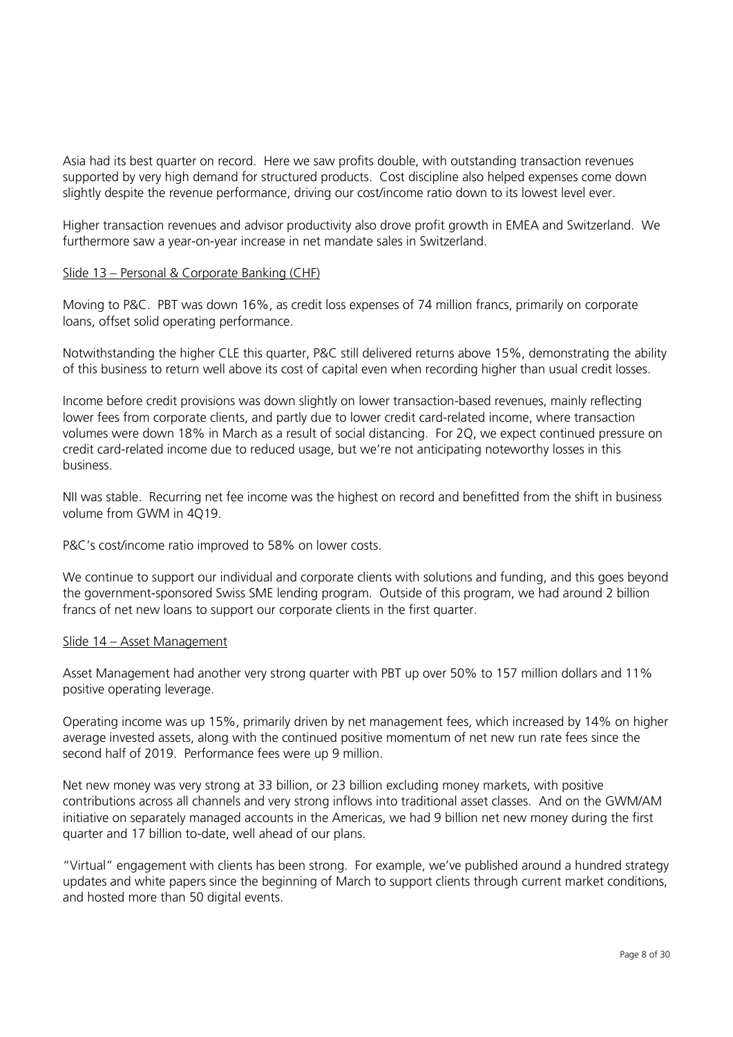Asia had its best quarter on record. Here we saw profits double, with outstanding transaction revenues supported by very high demand for structured products. Cost discipline also helped expenses come down slightly despite the revenue performance, driving our cost/income ratio down to its lowest level ever.

Higher transaction revenues and advisor productivity also drove profit growth in EMEA and Switzerland. We furthermore saw a year-on-year increase in net mandate sales in Switzerland.

<u>Slide 13 – Personal & Corporate Banking (CHF)</u>

Moving to P&C. PBT was down 16%, as credit loss expenses of 74 million francs, primarily on corporate loans, offset solid operating performance.

Notwithstanding the higher CLE this quarter, P&C still delivered returns above 15%, demonstrating the ability of this business to return well above its cost of capital even when recording higher than usual credit losses.

Income before credit provisions was down slightly on lower transaction-based revenues, mainly reflecting lower fees from corporate clients, and partly due to lower credit card-related income, where transaction volumes were down 18% in March as a result of social distancing. For 2Q, we expect continued pressure on credit card-related income due to reduced usage, but we're not anticipating noteworthy losses in this business.

NII was stable. Recurring net fee income was the highest on record and benefitted from the shift in business volume from GWM in 4Q19.

P&C's cost/income ratio improved to 58% on lower costs.

We continue to support our individual and corporate clients with solutions and funding, and this goes beyond the government-sponsored Swiss SME lending program. Outside of this program, we had around 2 billion francs of net new loans to support our corporate clients in the first quarter.

<u>Slide 14 – Asset Management</u>

Asset Management had another very strong quarter with PBT up over 50% to 157 million dollars and 11% positive operating leverage.

Operating income was up 15%, primarily driven by net management fees, which increased by 14% on higher average invested assets, along with the continued positive momentum of net new run rate fees since the second half of 2019. Performance fees were up 9 million.

Net new money was very strong at 33 billion, or 23 billion excluding money markets, with positive contributions across all channels and very strong inflows into traditional asset classes. And on the GWM/AM initiative on separately managed accounts in the Americas, we had 9 billion net new money during the first quarter and 17 billion to-date, well ahead of our plans.

"Virtual" engagement with clients has been strong. For example, we've published around a hundred strategy updates and white papers since the beginning of March to support clients through current market conditions, and hosted more than 50 digital events.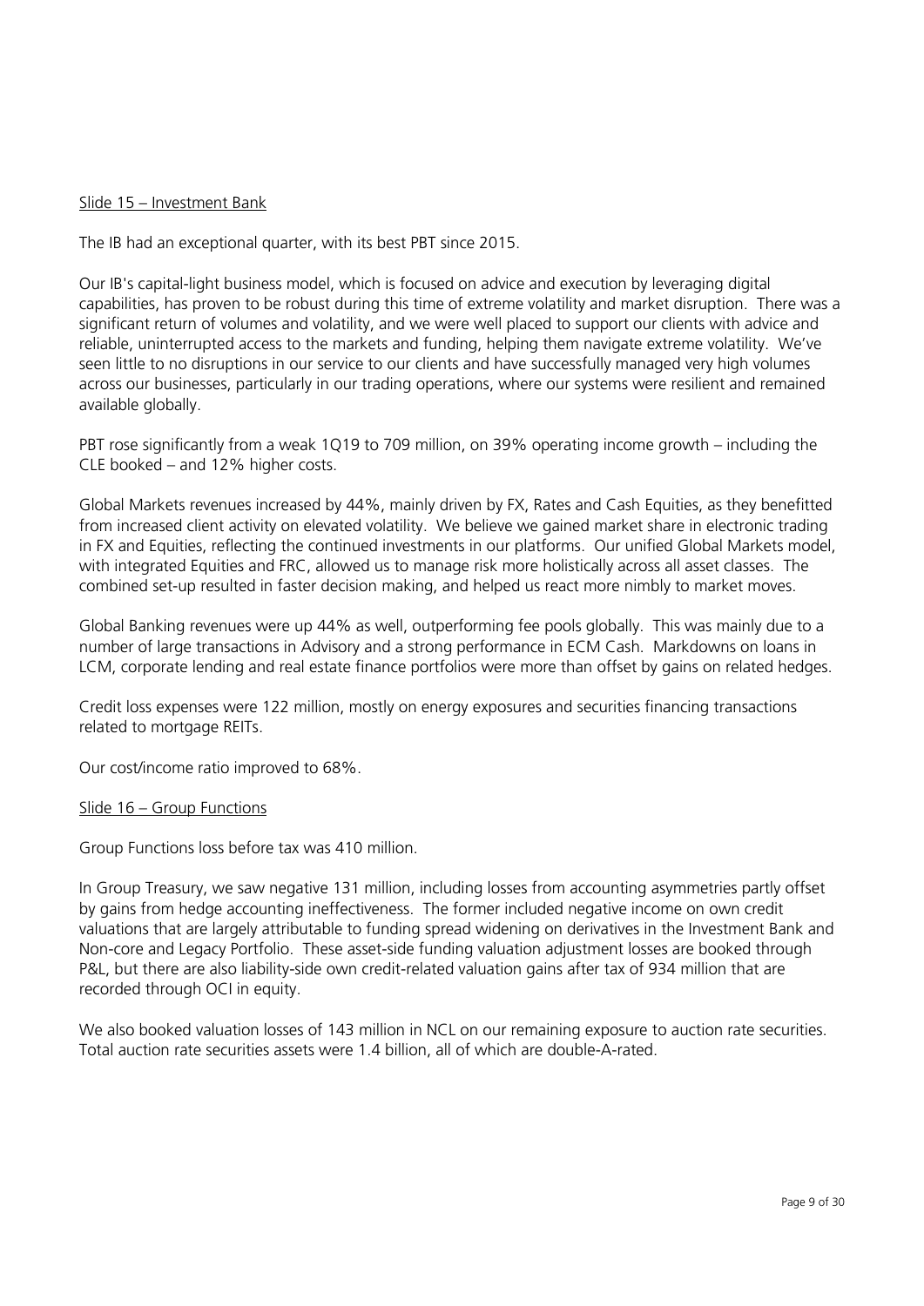Slide 15 – Investment Bank

The IB had an exceptional quarter, with its best PBT since 2015.

Our IB's capital-light business model, which is focused on advice and execution by leveraging digital capabilities, has proven to be robust during this time of extreme volatility and market disruption. There was a significant return of volumes and volatility, and we were well placed to support our clients with advice and reliable, uninterrupted access to the markets and funding, helping them navigate extreme volatility. We've seen little to no disruptions in our service to our clients and have successfully managed very high volumes across our businesses, particularly in our trading operations, where our systems were resilient and remained available globally.

PBT rose significantly from a weak 1Q19 to 709 million, on 39% operating income growth – including the CLE booked – and 12% higher costs.

Global Markets revenues increased by 44%, mainly driven by FX, Rates and Cash Equities, as they benefitted from increased client activity on elevated volatility. We believe we gained market share in electronic trading in FX and Equities, reflecting the continued investments in our platforms. Our unified Global Markets model, with integrated Equities and FRC, allowed us to manage risk more holistically across all asset classes. The combined set-up resulted in faster decision making, and helped us react more nimbly to market moves.

Global Banking revenues were up 44% as well, outperforming fee pools globally. This was mainly due to a number of large transactions in Advisory and a strong performance in ECM Cash. Markdowns on loans in LCM, corporate lending and real estate finance portfolios were more than offset by gains on related hedges.

Credit loss expenses were 122 million, mostly on energy exposures and securities financing transactions related to mortgage REITs.

Our cost/income ratio improved to 68%.

Slide 16 – Group Functions

Group Functions loss before tax was 410 million.

In Group Treasury, we saw negative 131 million, including losses from accounting asymmetries partly offset by gains from hedge accounting ineffectiveness. The former included negative income on own credit valuations that are largely attributable to funding spread widening on derivatives in the Investment Bank and Non-core and Legacy Portfolio. These asset-side funding valuation adjustment losses are booked through P&L, but there are also liability-side own credit-related valuation gains after tax of 934 million that are recorded through OCI in equity.

We also booked valuation losses of 143 million in NCL on our remaining exposure to auction rate securities. Total auction rate securities assets were 1.4 billion, all of which are double-A-rated.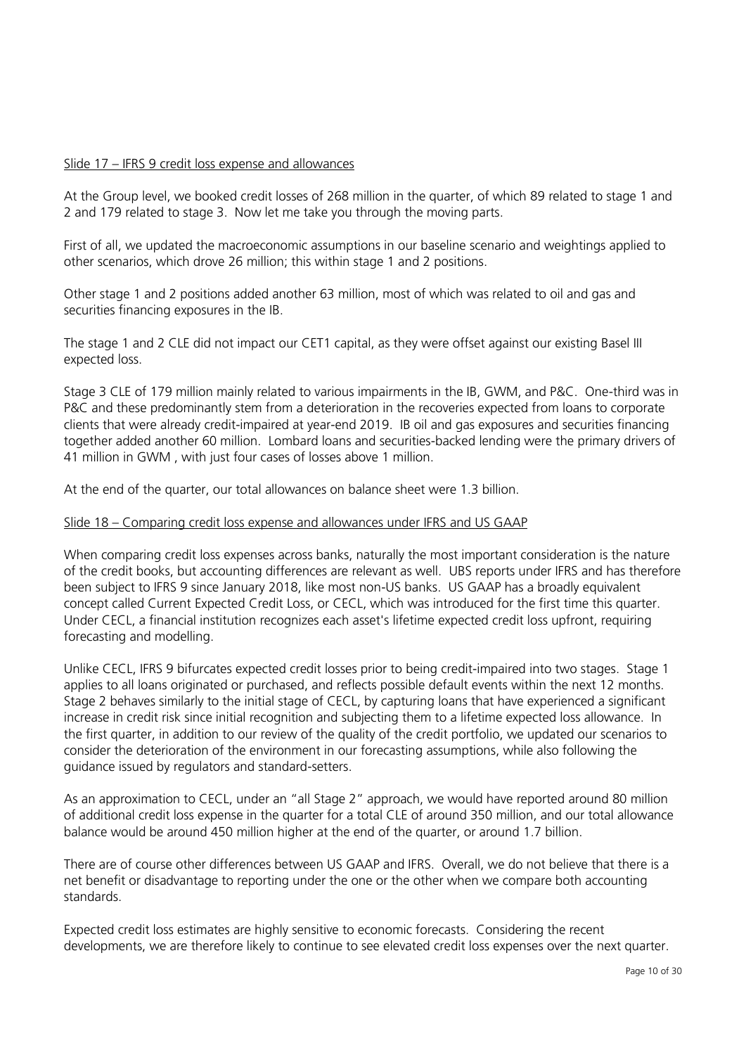Slide 17 – IFRS 9 credit loss expense and allowances

At the Group level, we booked credit losses of 268 million in the quarter, of which 89 related to stage 1 and 2 and 179 related to stage 3. Now let me take you through the moving parts.

First of all, we updated the macroeconomic assumptions in our baseline scenario and weightings applied to other scenarios, which drove 26 million; this within stage 1 and 2 positions.

Other stage 1 and 2 positions added another 63 million, most of which was related to oil and gas and securities financing exposures in the IB.

The stage 1 and 2 CLE did not impact our CET1 capital, as they were offset against our existing Basel III expected loss.

Stage 3 CLE of 179 million mainly related to various impairments in the IB, GWM, and P&C. One-third was in P&C and these predominantly stem from a deterioration in the recoveries expected from loans to corporate clients that were already credit-impaired at year-end 2019. IB oil and gas exposures and securities financing together added another 60 million. Lombard loans and securities-backed lending were the primary drivers of 41 million in GWM , with just four cases of losses above 1 million.

At the end of the quarter, our total allowances on balance sheet were 1.3 billion.

Slide 18 – Comparing credit loss expense and allowances under IFRS and US GAAP

When comparing credit loss expenses across banks, naturally the most important consideration is the nature of the credit books, but accounting differences are relevant as well. UBS reports under IFRS and has therefore been subject to IFRS 9 since January 2018, like most non-US banks. US GAAP has a broadly equivalent concept called Current Expected Credit Loss, or CECL, which was introduced for the first time this quarter. Under CECL, a financial institution recognizes each asset's lifetime expected credit loss upfront, requiring forecasting and modelling.

Unlike CECL, IFRS 9 bifurcates expected credit losses prior to being credit-impaired into two stages. Stage 1 applies to all loans originated or purchased, and reflects possible default events within the next 12 months. Stage 2 behaves similarly to the initial stage of CECL, by capturing loans that have experienced a significant increase in credit risk since initial recognition and subjecting them to a lifetime expected loss allowance. In the first quarter, in addition to our review of the quality of the credit portfolio, we updated our scenarios to consider the deterioration of the environment in our forecasting assumptions, while also following the guidance issued by regulators and standard-setters.

As an approximation to CECL, under an "all Stage 2" approach, we would have reported around 80 million of additional credit loss expense in the quarter for a total CLE of around 350 million, and our total allowance balance would be around 450 million higher at the end of the quarter, or around 1.7 billion.

There are of course other differences between US GAAP and IFRS. Overall, we do not believe that there is a net benefit or disadvantage to reporting under the one or the other when we compare both accounting standards.

Expected credit loss estimates are highly sensitive to economic forecasts. Considering the recent developments, we are therefore likely to continue to see elevated credit loss expenses over the next quarter.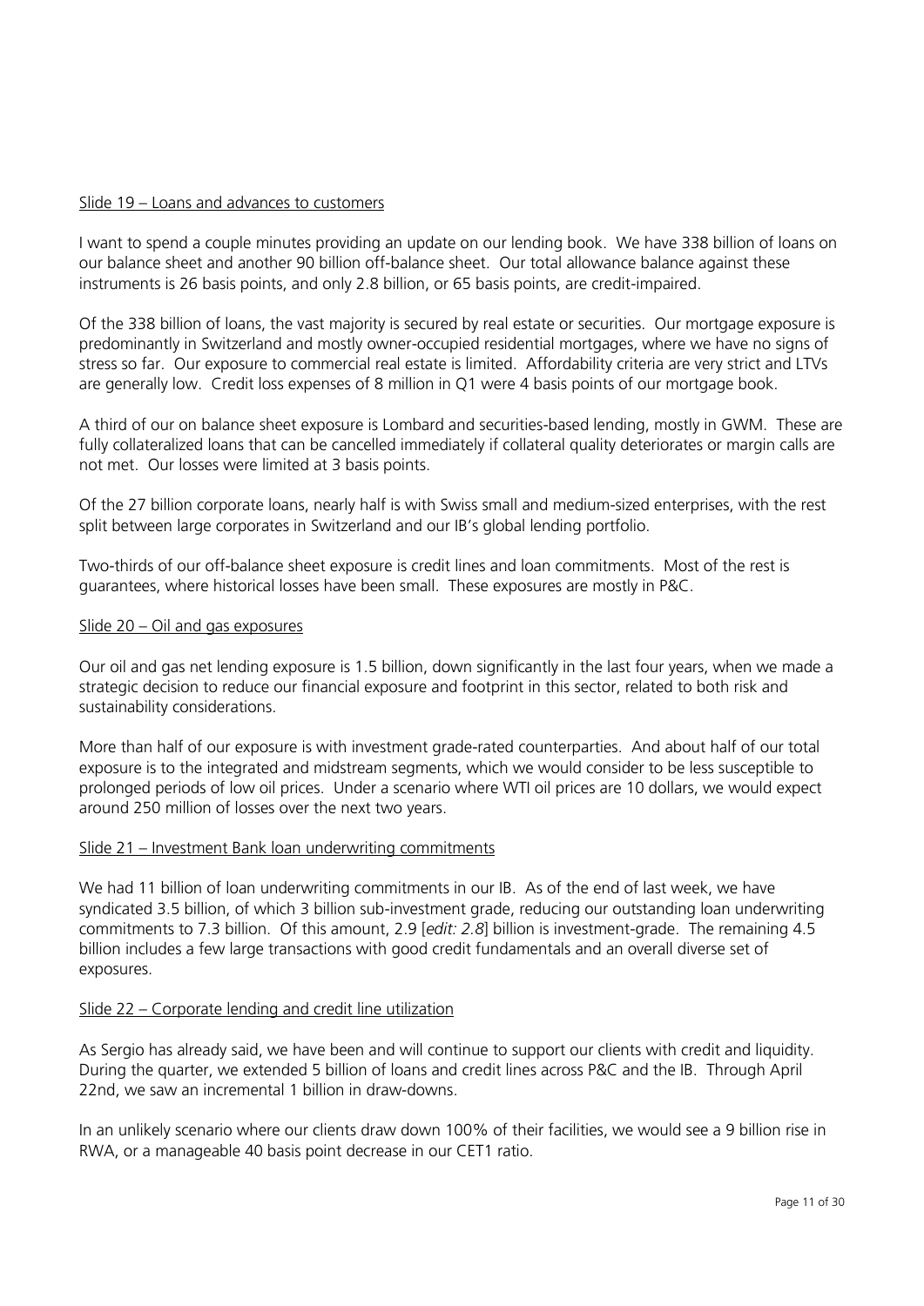Slide 19 – Loans and advances to customers

I want to spend a couple minutes providing an update on our lending book. We have 338 billion of loans on our balance sheet and another 90 billion off-balance sheet. Our total allowance balance against these instruments is 26 basis points, and only 2.8 billion, or 65 basis points, are credit-impaired.

Of the 338 billion of loans, the vast majority is secured by real estate or securities. Our mortgage exposure is predominantly in Switzerland and mostly owner-occupied residential mortgages, where we have no signs of stress so far. Our exposure to commercial real estate is limited. Affordability criteria are very strict and LTVs are generally low. Credit loss expenses of 8 million in Q1 were 4 basis points of our mortgage book.

A third of our on balance sheet exposure is Lombard and securities-based lending, mostly in GWM. These are fully collateralized loans that can be cancelled immediately if collateral quality deteriorates or margin calls are not met. Our losses were limited at 3 basis points.

Of the 27 billion corporate loans, nearly half is with Swiss small and medium-sized enterprises, with the rest split between large corporates in Switzerland and our IB's global lending portfolio.

Two-thirds of our off-balance sheet exposure is credit lines and loan commitments. Most of the rest is guarantees, where historical losses have been small. These exposures are mostly in P&C.

Slide 20 – Oil and gas exposures

Our oil and gas net lending exposure is 1.5 billion, down significantly in the last four years, when we made a strategic decision to reduce our financial exposure and footprint in this sector, related to both risk and sustainability considerations.

More than half of our exposure is with investment grade-rated counterparties. And about half of our total exposure is to the integrated and midstream segments, which we would consider to be less susceptible to prolonged periods of low oil prices. Under a scenario where WTI oil prices are 10 dollars, we would expect around 250 million of losses over the next two years.

Slide 21 – Investment Bank loan underwriting commitments

We had 11 billion of loan underwriting commitments in our IB. As of the end of last week, we have syndicated 3.5 billion, of which 3 billion sub-investment grade, reducing our outstanding loan underwriting commitments to 7.3 billion. Of this amount, 2.9 [*edit: 2.8*] billion is investment-grade. The remaining 4.5 billion includes a few large transactions with good credit fundamentals and an overall diverse set of exposures.

Slide 22 – Corporate lending and credit line utilization

As Sergio has already said, we have been and will continue to support our clients with credit and liquidity. During the quarter, we extended 5 billion of loans and credit lines across P&C and the IB. Through April 22nd, we saw an incremental 1 billion in draw-downs.

In an unlikely scenario where our clients draw down 100% of their facilities, we would see a 9 billion rise in RWA, or a manageable 40 basis point decrease in our CET1 ratio.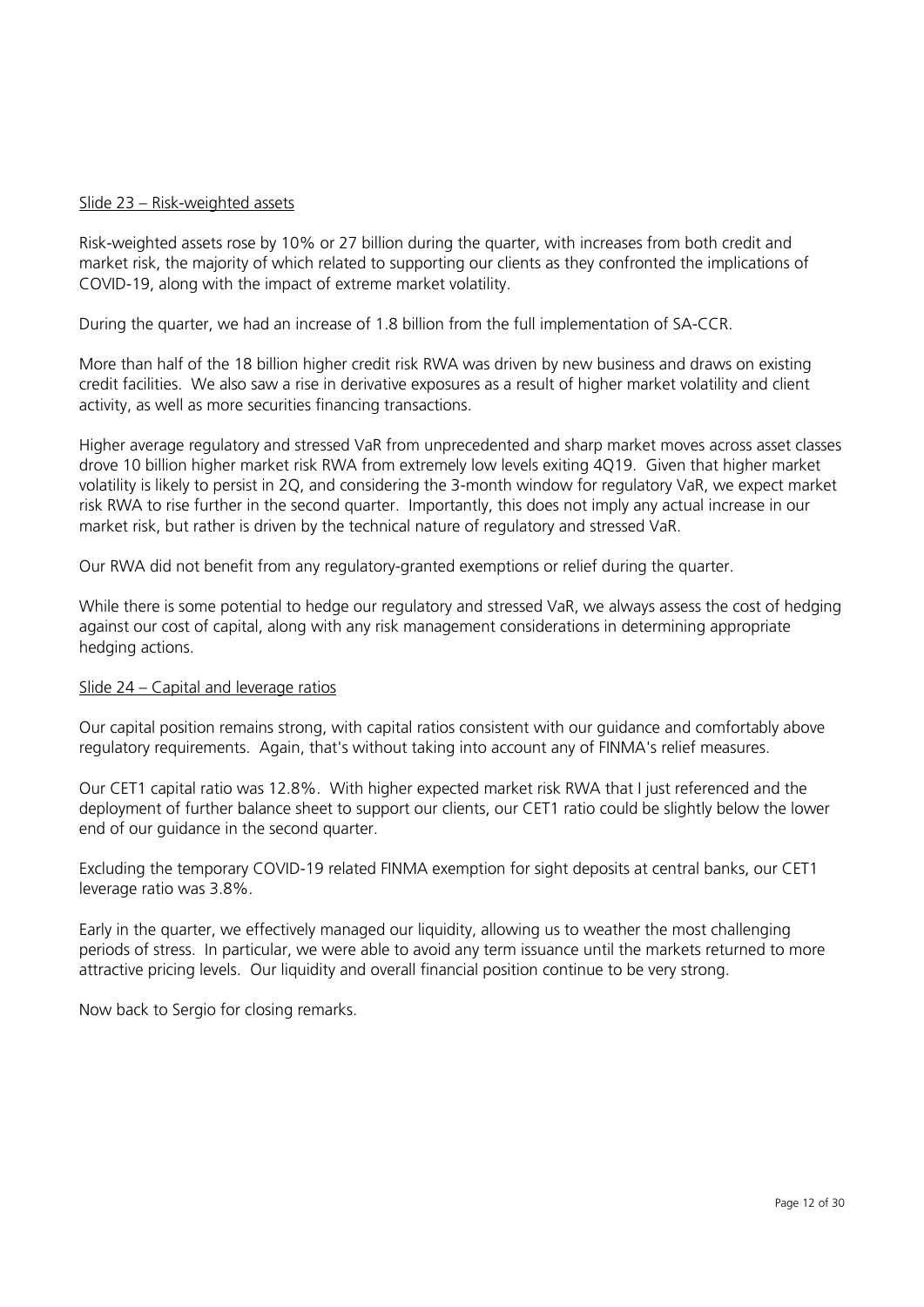Slide 23 – Risk-weighted assets

Risk-weighted assets rose by 10% or 27 billion during the quarter, with increases from both credit and market risk, the majority of which related to supporting our clients as they confronted the implications of COVID-19, along with the impact of extreme market volatility.

During the quarter, we had an increase of 1.8 billion from the full implementation of SA-CCR.

More than half of the 18 billion higher credit risk RWA was driven by new business and draws on existing credit facilities. We also saw a rise in derivative exposures as a result of higher market volatility and client activity, as well as more securities financing transactions.

Higher average regulatory and stressed VaR from unprecedented and sharp market moves across asset classes drove 10 billion higher market risk RWA from extremely low levels exiting 4Q19. Given that higher market volatility is likely to persist in 2Q, and considering the 3-month window for regulatory VaR, we expect market risk RWA to rise further in the second quarter. Importantly, this does not imply any actual increase in our market risk, but rather is driven by the technical nature of regulatory and stressed VaR.

Our RWA did not benefit from any regulatory-granted exemptions or relief during the quarter.

While there is some potential to hedge our regulatory and stressed VaR, we always assess the cost of hedging against our cost of capital, along with any risk management considerations in determining appropriate hedging actions.

Slide 24 – Capital and leverage ratios

Our capital position remains strong, with capital ratios consistent with our guidance and comfortably above regulatory requirements. Again, that's without taking into account any of FINMA's relief measures.

Our CET1 capital ratio was 12.8%. With higher expected market risk RWA that I just referenced and the deployment of further balance sheet to support our clients, our CET1 ratio could be slightly below the lower end of our guidance in the second quarter.

Excluding the temporary COVID-19 related FINMA exemption for sight deposits at central banks, our CET1 leverage ratio was 3.8%.

Early in the quarter, we effectively managed our liquidity, allowing us to weather the most challenging periods of stress. In particular, we were able to avoid any term issuance until the markets returned to more attractive pricing levels. Our liquidity and overall financial position continue to be very strong.

Now back to Sergio for closing remarks.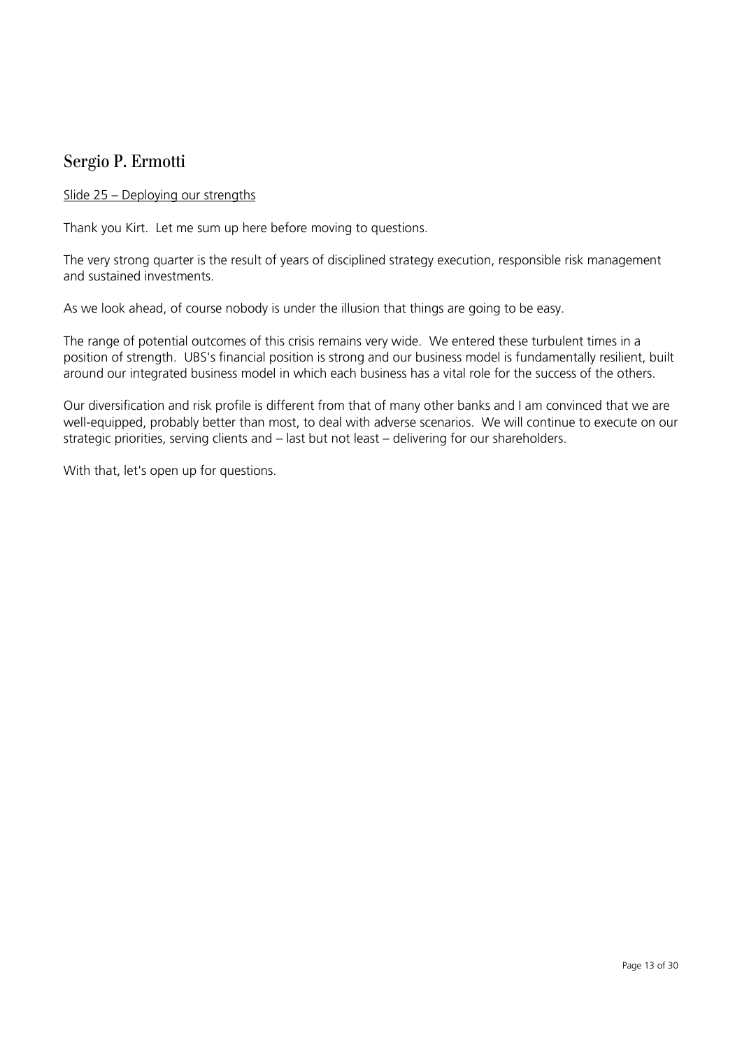## Sergio P. Ermotti

Slide 25 – Deploying our strengths

Thank you Kirt. Let me sum up here before moving to questions.

The very strong quarter is the result of years of disciplined strategy execution, responsible risk management and sustained investments.

As we look ahead, of course nobody is under the illusion that things are going to be easy.

The range of potential outcomes of this crisis remains very wide. We entered these turbulent times in a position of strength. UBS's financial position is strong and our business model is fundamentally resilient, built around our integrated business model in which each business has a vital role for the success of the others.

Our diversification and risk profile is different from that of many other banks and I am convinced that we are well-equipped, probably better than most, to deal with adverse scenarios. We will continue to execute on our strategic priorities, serving clients and – last but not least – delivering for our shareholders.

With that, let's open up for questions.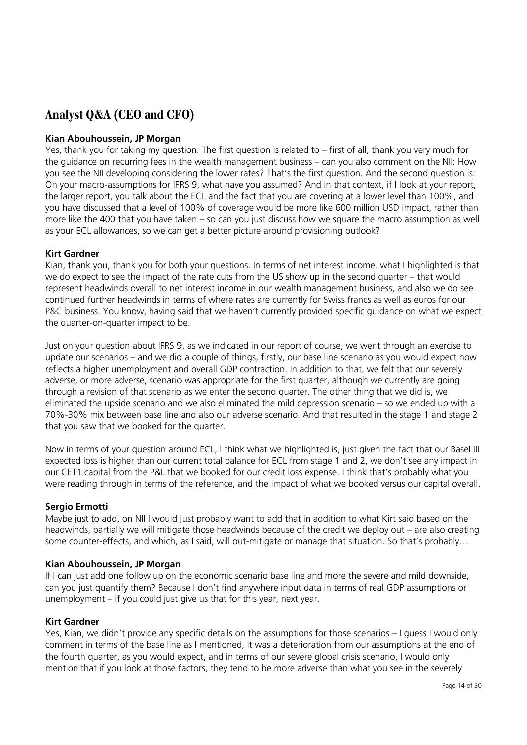## Analyst Q&A (CEO and CFO)

**Kian Abouhoussein, JP Morgan**

Yes, thank you for taking my question. The first question is related to – first of all, thank you very much for the guidance on recurring fees in the wealth management business – can you also comment on the NII: How you see the NII developing considering the lower rates? That's the first question. And the second question is: On your macro-assumptions for IFRS 9, what have you assumed? And in that context, if I look at your report, the larger report, you talk about the ECL and the fact that you are covering at a lower level than 100%, and you have discussed that a level of 100% of coverage would be more like 600 million USD impact, rather than more like the 400 that you have taken – so can you just discuss how we square the macro assumption as well as your ECL allowances, so we can get a better picture around provisioning outlook?

**Kirt Gardner**

Kian, thank you, thank you for both your questions. In terms of net interest income, what I highlighted is that we do expect to see the impact of the rate cuts from the US show up in the second quarter – that would represent headwinds overall to net interest income in our wealth management business, and also we do see continued further headwinds in terms of where rates are currently for Swiss francs as well as euros for our P&C business. You know, having said that we haven't currently provided specific guidance on what we expect the quarter-on-quarter impact to be.

Just on your question about IFRS 9, as we indicated in our report of course, we went through an exercise to update our scenarios – and we did a couple of things, firstly, our base line scenario as you would expect now reflects a higher unemployment and overall GDP contraction. In addition to that, we felt that our severely adverse, or more adverse, scenario was appropriate for the first quarter, although we currently are going through a revision of that scenario as we enter the second quarter. The other thing that we did is, we eliminated the upside scenario and we also eliminated the mild depression scenario – so we ended up with a 70%-30% mix between base line and also our adverse scenario. And that resulted in the stage 1 and stage 2 that you saw that we booked for the quarter.

Now in terms of your question around ECL, I think what we highlighted is, just given the fact that our Basel III expected loss is higher than our current total balance for ECL from stage 1 and 2, we don't see any impact in our CET1 capital from the P&L that we booked for our credit loss expense. I think that's probably what you were reading through in terms of the reference, and the impact of what we booked versus our capital overall.

**Sergio Ermotti**

Maybe just to add, on NII I would just probably want to add that in addition to what Kirt said based on the headwinds, partially we will mitigate those headwinds because of the credit we deploy out – are also creating some counter-effects, and which, as I said, will out-mitigate or manage that situation. So that's probably…

**Kian Abouhoussein, JP Morgan**

If I can just add one follow up on the economic scenario base line and more the severe and mild downside, can you just quantify them? Because I don't find anywhere input data in terms of real GDP assumptions or unemployment – if you could just give us that for this year, next year.

**Kirt Gardner**

Yes, Kian, we didn't provide any specific details on the assumptions for those scenarios – I guess I would only comment in terms of the base line as I mentioned, it was a deterioration from our assumptions at the end of the fourth quarter, as you would expect, and in terms of our severe global crisis scenario, I would only mention that if you look at those factors, they tend to be more adverse than what you see in the severely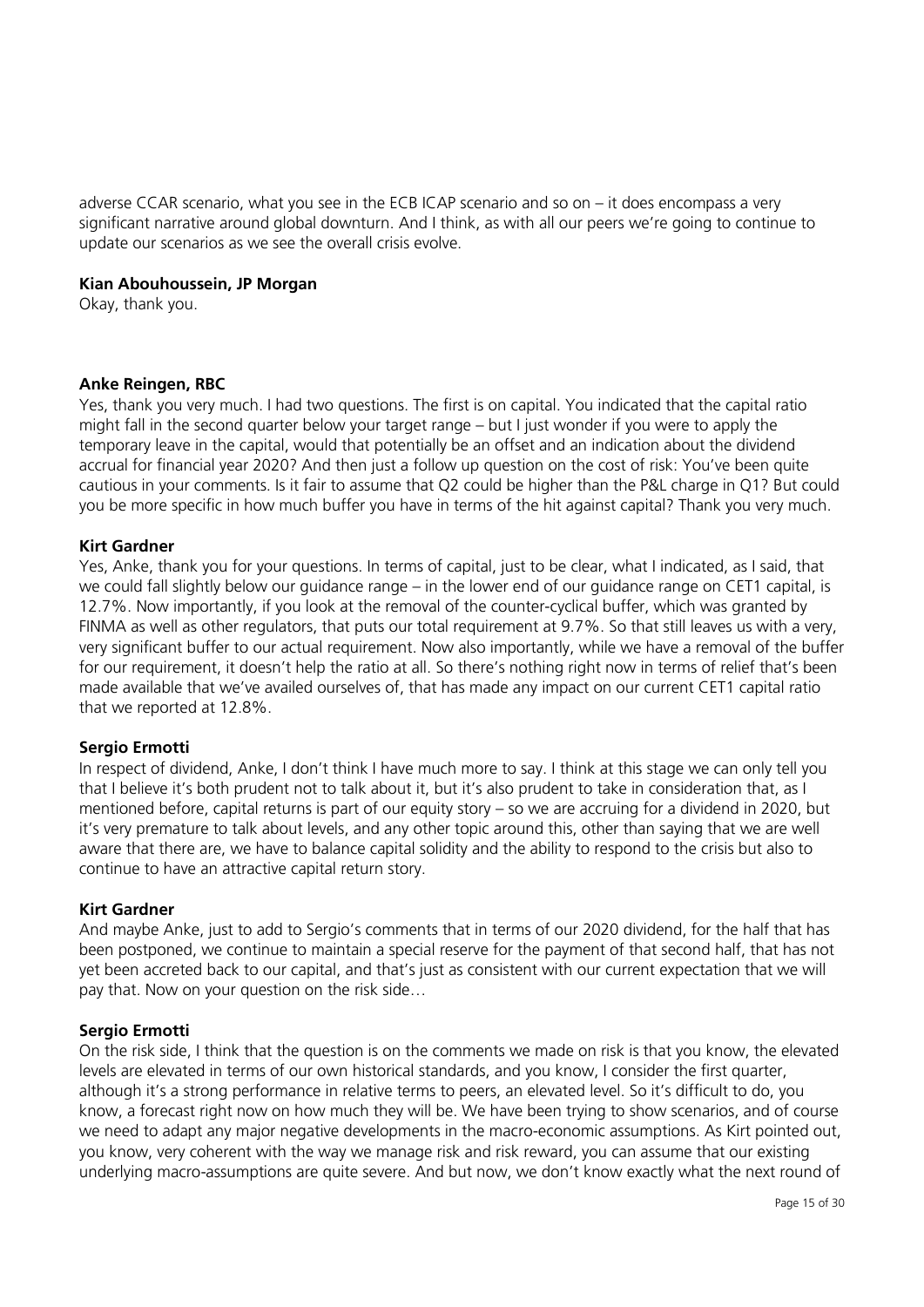adverse CCAR scenario, what you see in the ECB ICAP scenario and so on – it does encompass a very significant narrative around global downturn. And I think, as with all our peers we're going to continue to update our scenarios as we see the overall crisis evolve.

**Kian Abouhoussein, JP Morgan**
Okay, thank you.

**Anke Reingen, RBC**
Yes, thank you very much. I had two questions. The first is on capital. You indicated that the capital ratio might fall in the second quarter below your target range – but I just wonder if you were to apply the temporary leave in the capital, would that potentially be an offset and an indication about the dividend accrual for financial year 2020? And then just a follow up question on the cost of risk: You've been quite cautious in your comments. Is it fair to assume that Q2 could be higher than the P&L charge in Q1? But could you be more specific in how much buffer you have in terms of the hit against capital? Thank you very much.

**Kirt Gardner**
Yes, Anke, thank you for your questions. In terms of capital, just to be clear, what I indicated, as I said, that we could fall slightly below our guidance range – in the lower end of our guidance range on CET1 capital, is 12.7%. Now importantly, if you look at the removal of the counter-cyclical buffer, which was granted by FINMA as well as other regulators, that puts our total requirement at 9.7%. So that still leaves us with a very, very significant buffer to our actual requirement. Now also importantly, while we have a removal of the buffer for our requirement, it doesn't help the ratio at all. So there's nothing right now in terms of relief that's been made available that we've availed ourselves of, that has made any impact on our current CET1 capital ratio that we reported at 12.8%.

**Sergio Ermotti**
In respect of dividend, Anke, I don't think I have much more to say. I think at this stage we can only tell you that I believe it's both prudent not to talk about it, but it's also prudent to take in consideration that, as I mentioned before, capital returns is part of our equity story – so we are accruing for a dividend in 2020, but it's very premature to talk about levels, and any other topic around this, other than saying that we are well aware that there are, we have to balance capital solidity and the ability to respond to the crisis but also to continue to have an attractive capital return story.

**Kirt Gardner**
And maybe Anke, just to add to Sergio's comments that in terms of our 2020 dividend, for the half that has been postponed, we continue to maintain a special reserve for the payment of that second half, that has not yet been accreted back to our capital, and that's just as consistent with our current expectation that we will pay that. Now on your question on the risk side…

**Sergio Ermotti**
On the risk side, I think that the question is on the comments we made on risk is that you know, the elevated levels are elevated in terms of our own historical standards, and you know, I consider the first quarter, although it's a strong performance in relative terms to peers, an elevated level. So it's difficult to do, you know, a forecast right now on how much they will be. We have been trying to show scenarios, and of course we need to adapt any major negative developments in the macro-economic assumptions. As Kirt pointed out, you know, very coherent with the way we manage risk and risk reward, you can assume that our existing underlying macro-assumptions are quite severe. And but now, we don't know exactly what the next round of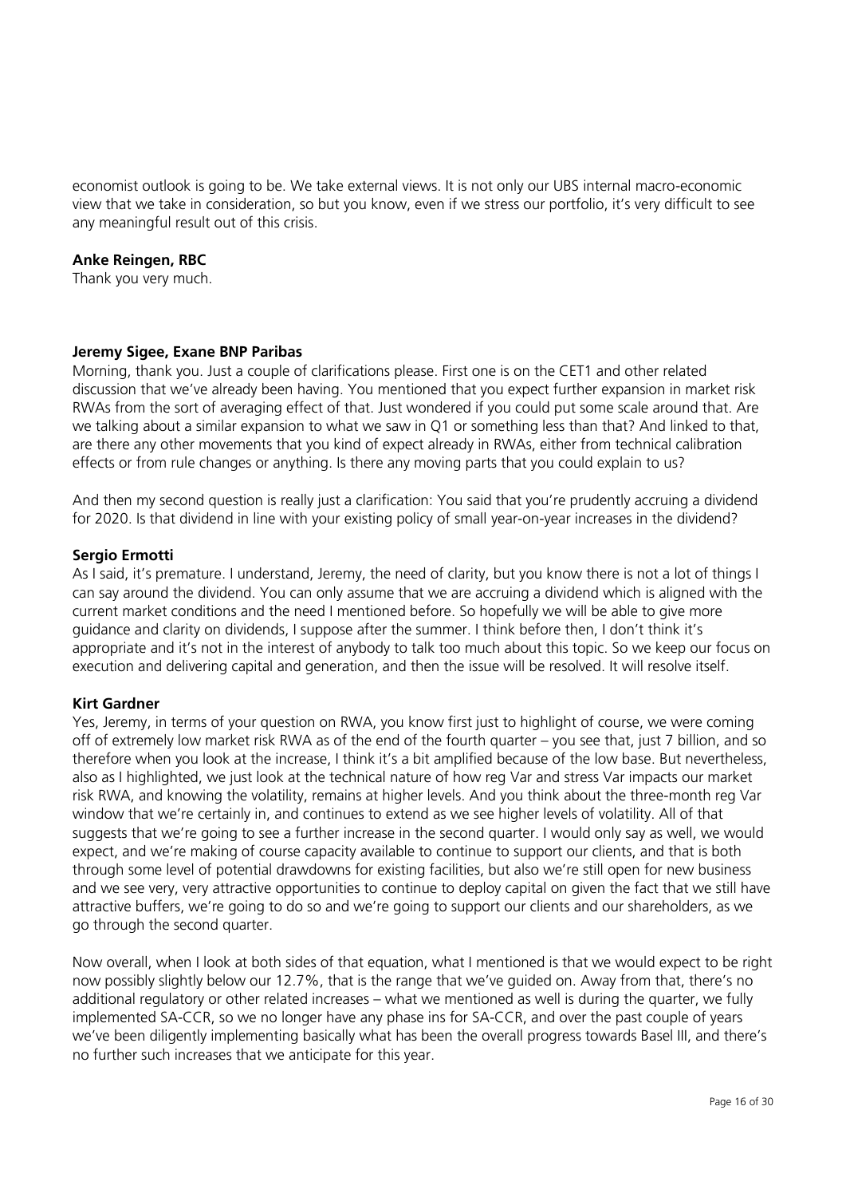economist outlook is going to be. We take external views. It is not only our UBS internal macro-economic view that we take in consideration, so but you know, even if we stress our portfolio, it's very difficult to see any meaningful result out of this crisis.

**Anke Reingen, RBC**
Thank you very much.

**Jeremy Sigee, Exane BNP Paribas**
Morning, thank you. Just a couple of clarifications please. First one is on the CET1 and other related discussion that we've already been having. You mentioned that you expect further expansion in market risk RWAs from the sort of averaging effect of that. Just wondered if you could put some scale around that. Are we talking about a similar expansion to what we saw in Q1 or something less than that? And linked to that, are there any other movements that you kind of expect already in RWAs, either from technical calibration effects or from rule changes or anything. Is there any moving parts that you could explain to us?

And then my second question is really just a clarification: You said that you're prudently accruing a dividend for 2020. Is that dividend in line with your existing policy of small year-on-year increases in the dividend?

**Sergio Ermotti**
As I said, it's premature. I understand, Jeremy, the need of clarity, but you know there is not a lot of things I can say around the dividend. You can only assume that we are accruing a dividend which is aligned with the current market conditions and the need I mentioned before. So hopefully we will be able to give more guidance and clarity on dividends, I suppose after the summer. I think before then, I don't think it's appropriate and it's not in the interest of anybody to talk too much about this topic. So we keep our focus on execution and delivering capital and generation, and then the issue will be resolved. It will resolve itself.

**Kirt Gardner**
Yes, Jeremy, in terms of your question on RWA, you know first just to highlight of course, we were coming off of extremely low market risk RWA as of the end of the fourth quarter – you see that, just 7 billion, and so therefore when you look at the increase, I think it's a bit amplified because of the low base. But nevertheless, also as I highlighted, we just look at the technical nature of how reg Var and stress Var impacts our market risk RWA, and knowing the volatility, remains at higher levels. And you think about the three-month reg Var window that we're certainly in, and continues to extend as we see higher levels of volatility. All of that suggests that we're going to see a further increase in the second quarter. I would only say as well, we would expect, and we're making of course capacity available to continue to support our clients, and that is both through some level of potential drawdowns for existing facilities, but also we're still open for new business and we see very, very attractive opportunities to continue to deploy capital on given the fact that we still have attractive buffers, we're going to do so and we're going to support our clients and our shareholders, as we go through the second quarter.

Now overall, when I look at both sides of that equation, what I mentioned is that we would expect to be right now possibly slightly below our 12.7%, that is the range that we've guided on. Away from that, there's no additional regulatory or other related increases – what we mentioned as well is during the quarter, we fully implemented SA-CCR, so we no longer have any phase ins for SA-CCR, and over the past couple of years we've been diligently implementing basically what has been the overall progress towards Basel III, and there's no further such increases that we anticipate for this year.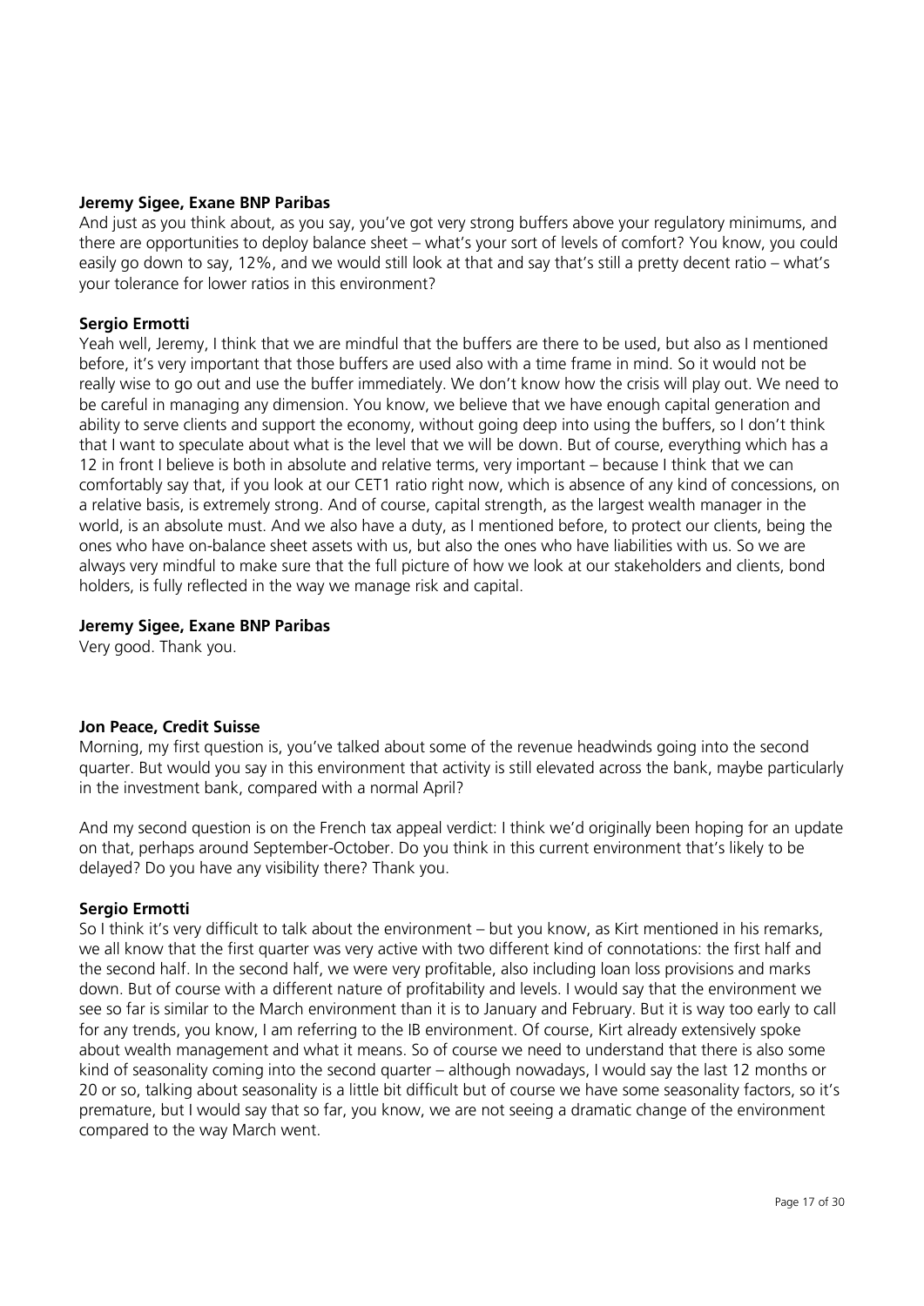**Jeremy Sigee, Exane BNP Paribas**
And just as you think about, as you say, you've got very strong buffers above your regulatory minimums, and there are opportunities to deploy balance sheet – what's your sort of levels of comfort? You know, you could easily go down to say, 12%, and we would still look at that and say that's still a pretty decent ratio – what's your tolerance for lower ratios in this environment?

**Sergio Ermotti**
Yeah well, Jeremy, I think that we are mindful that the buffers are there to be used, but also as I mentioned before, it's very important that those buffers are used also with a time frame in mind. So it would not be really wise to go out and use the buffer immediately. We don't know how the crisis will play out. We need to be careful in managing any dimension. You know, we believe that we have enough capital generation and ability to serve clients and support the economy, without going deep into using the buffers, so I don't think that I want to speculate about what is the level that we will be down. But of course, everything which has a 12 in front I believe is both in absolute and relative terms, very important – because I think that we can comfortably say that, if you look at our CET1 ratio right now, which is absence of any kind of concessions, on a relative basis, is extremely strong. And of course, capital strength, as the largest wealth manager in the world, is an absolute must. And we also have a duty, as I mentioned before, to protect our clients, being the ones who have on-balance sheet assets with us, but also the ones who have liabilities with us. So we are always very mindful to make sure that the full picture of how we look at our stakeholders and clients, bond holders, is fully reflected in the way we manage risk and capital.

**Jeremy Sigee, Exane BNP Paribas**
Very good. Thank you.

**Jon Peace, Credit Suisse**
Morning, my first question is, you've talked about some of the revenue headwinds going into the second quarter. But would you say in this environment that activity is still elevated across the bank, maybe particularly in the investment bank, compared with a normal April?

And my second question is on the French tax appeal verdict: I think we'd originally been hoping for an update on that, perhaps around September-October. Do you think in this current environment that's likely to be delayed? Do you have any visibility there? Thank you.

**Sergio Ermotti**
So I think it's very difficult to talk about the environment – but you know, as Kirt mentioned in his remarks, we all know that the first quarter was very active with two different kind of connotations: the first half and the second half. In the second half, we were very profitable, also including loan loss provisions and marks down. But of course with a different nature of profitability and levels. I would say that the environment we see so far is similar to the March environment than it is to January and February. But it is way too early to call for any trends, you know, I am referring to the IB environment. Of course, Kirt already extensively spoke about wealth management and what it means. So of course we need to understand that there is also some kind of seasonality coming into the second quarter – although nowadays, I would say the last 12 months or 20 or so, talking about seasonality is a little bit difficult but of course we have some seasonality factors, so it's premature, but I would say that so far, you know, we are not seeing a dramatic change of the environment compared to the way March went.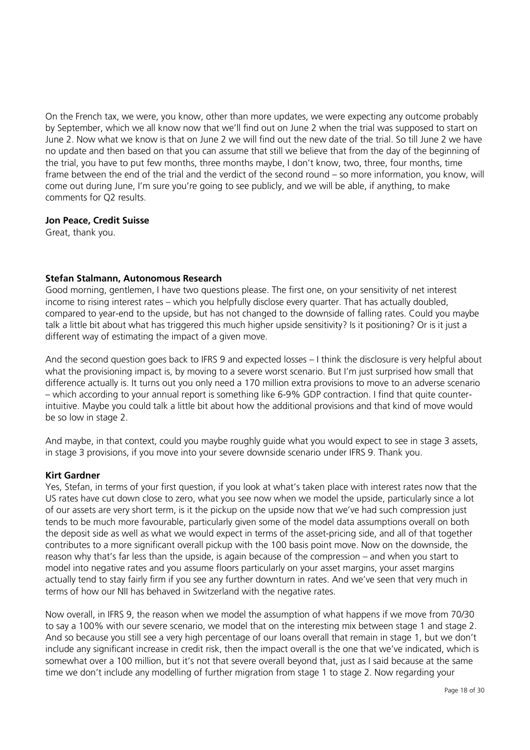On the French tax, we were, you know, other than more updates, we were expecting any outcome probably by September, which we all know now that we'll find out on June 2 when the trial was supposed to start on June 2. Now what we know is that on June 2 we will find out the new date of the trial. So till June 2 we have no update and then based on that you can assume that still we believe that from the day of the beginning of the trial, you have to put few months, three months maybe, I don't know, two, three, four months, time frame between the end of the trial and the verdict of the second round – so more information, you know, will come out during June, I'm sure you're going to see publicly, and we will be able, if anything, to make comments for Q2 results.

**Jon Peace, Credit Suisse**
Great, thank you.

**Stefan Stalmann, Autonomous Research**
Good morning, gentlemen, I have two questions please. The first one, on your sensitivity of net interest income to rising interest rates – which you helpfully disclose every quarter. That has actually doubled, compared to year-end to the upside, but has not changed to the downside of falling rates. Could you maybe talk a little bit about what has triggered this much higher upside sensitivity? Is it positioning? Or is it just a different way of estimating the impact of a given move.

And the second question goes back to IFRS 9 and expected losses – I think the disclosure is very helpful about what the provisioning impact is, by moving to a severe worst scenario. But I'm just surprised how small that difference actually is. It turns out you only need a 170 million extra provisions to move to an adverse scenario – which according to your annual report is something like 6-9% GDP contraction. I find that quite counter-intuitive. Maybe you could talk a little bit about how the additional provisions and that kind of move would be so low in stage 2.

And maybe, in that context, could you maybe roughly guide what you would expect to see in stage 3 assets, in stage 3 provisions, if you move into your severe downside scenario under IFRS 9. Thank you.

**Kirt Gardner**
Yes, Stefan, in terms of your first question, if you look at what's taken place with interest rates now that the US rates have cut down close to zero, what you see now when we model the upside, particularly since a lot of our assets are very short term, is it the pickup on the upside now that we've had such compression just tends to be much more favourable, particularly given some of the model data assumptions overall on both the deposit side as well as what we would expect in terms of the asset-pricing side, and all of that together contributes to a more significant overall pickup with the 100 basis point move. Now on the downside, the reason why that's far less than the upside, is again because of the compression – and when you start to model into negative rates and you assume floors particularly on your asset margins, your asset margins actually tend to stay fairly firm if you see any further downturn in rates. And we've seen that very much in terms of how our NII has behaved in Switzerland with the negative rates.

Now overall, in IFRS 9, the reason when we model the assumption of what happens if we move from 70/30 to say a 100% with our severe scenario, we model that on the interesting mix between stage 1 and stage 2. And so because you still see a very high percentage of our loans overall that remain in stage 1, but we don't include any significant increase in credit risk, then the impact overall is the one that we've indicated, which is somewhat over a 100 million, but it's not that severe overall beyond that, just as I said because at the same time we don't include any modelling of further migration from stage 1 to stage 2. Now regarding your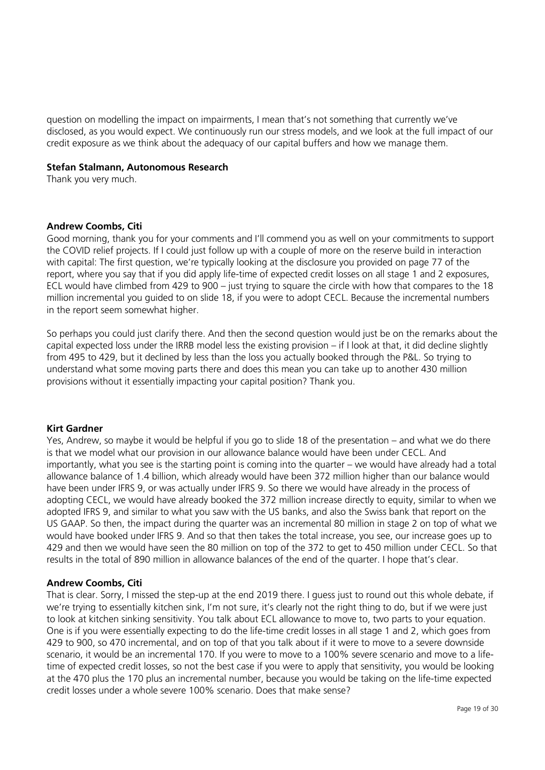question on modelling the impact on impairments, I mean that's not something that currently we've disclosed, as you would expect. We continuously run our stress models, and we look at the full impact of our credit exposure as we think about the adequacy of our capital buffers and how we manage them.

**Stefan Stalmann, Autonomous Research**
Thank you very much.

**Andrew Coombs, Citi**
Good morning, thank you for your comments and I'll commend you as well on your commitments to support the COVID relief projects. If I could just follow up with a couple of more on the reserve build in interaction with capital: The first question, we're typically looking at the disclosure you provided on page 77 of the report, where you say that if you did apply life-time of expected credit losses on all stage 1 and 2 exposures, ECL would have climbed from 429 to 900 – just trying to square the circle with how that compares to the 18 million incremental you guided to on slide 18, if you were to adopt CECL. Because the incremental numbers in the report seem somewhat higher.

So perhaps you could just clarify there. And then the second question would just be on the remarks about the capital expected loss under the IRRB model less the existing provision – if I look at that, it did decline slightly from 495 to 429, but it declined by less than the loss you actually booked through the P&L. So trying to understand what some moving parts there and does this mean you can take up to another 430 million provisions without it essentially impacting your capital position? Thank you.

**Kirt Gardner**
Yes, Andrew, so maybe it would be helpful if you go to slide 18 of the presentation – and what we do there is that we model what our provision in our allowance balance would have been under CECL. And importantly, what you see is the starting point is coming into the quarter – we would have already had a total allowance balance of 1.4 billion, which already would have been 372 million higher than our balance would have been under IFRS 9, or was actually under IFRS 9. So there we would have already in the process of adopting CECL, we would have already booked the 372 million increase directly to equity, similar to when we adopted IFRS 9, and similar to what you saw with the US banks, and also the Swiss bank that report on the US GAAP. So then, the impact during the quarter was an incremental 80 million in stage 2 on top of what we would have booked under IFRS 9. And so that then takes the total increase, you see, our increase goes up to 429 and then we would have seen the 80 million on top of the 372 to get to 450 million under CECL. So that results in the total of 890 million in allowance balances of the end of the quarter. I hope that's clear.

**Andrew Coombs, Citi**
That is clear. Sorry, I missed the step-up at the end 2019 there. I guess just to round out this whole debate, if we're trying to essentially kitchen sink, I'm not sure, it's clearly not the right thing to do, but if we were just to look at kitchen sinking sensitivity. You talk about ECL allowance to move to, two parts to your equation. One is if you were essentially expecting to do the life-time credit losses in all stage 1 and 2, which goes from 429 to 900, so 470 incremental, and on top of that you talk about if it were to move to a severe downside scenario, it would be an incremental 170. If you were to move to a 100% severe scenario and move to a life-time of expected credit losses, so not the best case if you were to apply that sensitivity, you would be looking at the 470 plus the 170 plus an incremental number, because you would be taking on the life-time expected credit losses under a whole severe 100% scenario. Does that make sense?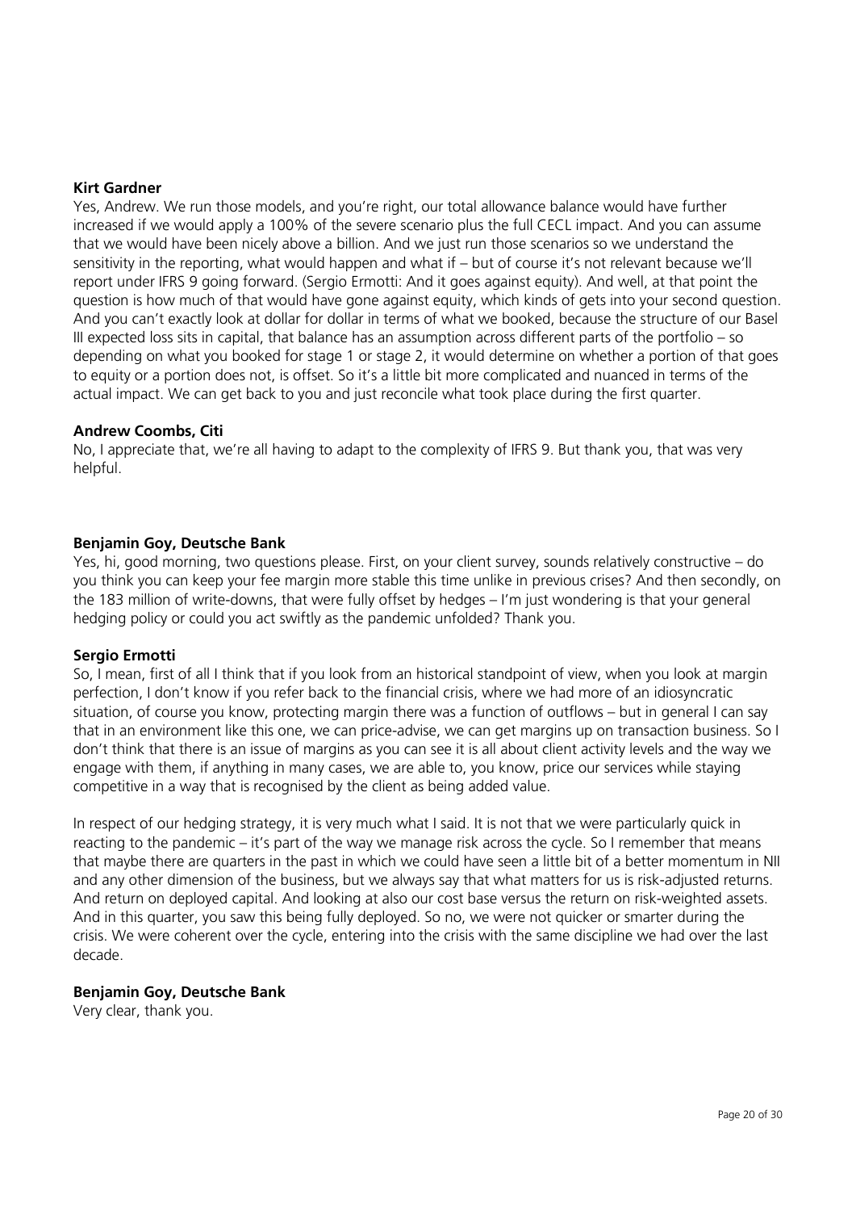**Kirt Gardner**
Yes, Andrew. We run those models, and you're right, our total allowance balance would have further increased if we would apply a 100% of the severe scenario plus the full CECL impact. And you can assume that we would have been nicely above a billion. And we just run those scenarios so we understand the sensitivity in the reporting, what would happen and what if – but of course it's not relevant because we'll report under IFRS 9 going forward. (Sergio Ermotti: And it goes against equity). And well, at that point the question is how much of that would have gone against equity, which kinds of gets into your second question. And you can't exactly look at dollar for dollar in terms of what we booked, because the structure of our Basel III expected loss sits in capital, that balance has an assumption across different parts of the portfolio – so depending on what you booked for stage 1 or stage 2, it would determine on whether a portion of that goes to equity or a portion does not, is offset. So it's a little bit more complicated and nuanced in terms of the actual impact. We can get back to you and just reconcile what took place during the first quarter.

**Andrew Coombs, Citi**
No, I appreciate that, we're all having to adapt to the complexity of IFRS 9. But thank you, that was very helpful.

**Benjamin Goy, Deutsche Bank**
Yes, hi, good morning, two questions please. First, on your client survey, sounds relatively constructive – do you think you can keep your fee margin more stable this time unlike in previous crises? And then secondly, on the 183 million of write-downs, that were fully offset by hedges – I'm just wondering is that your general hedging policy or could you act swiftly as the pandemic unfolded? Thank you.

**Sergio Ermotti**
So, I mean, first of all I think that if you look from an historical standpoint of view, when you look at margin perfection, I don't know if you refer back to the financial crisis, where we had more of an idiosyncratic situation, of course you know, protecting margin there was a function of outflows – but in general I can say that in an environment like this one, we can price-advise, we can get margins up on transaction business. So I don't think that there is an issue of margins as you can see it is all about client activity levels and the way we engage with them, if anything in many cases, we are able to, you know, price our services while staying competitive in a way that is recognised by the client as being added value.

In respect of our hedging strategy, it is very much what I said. It is not that we were particularly quick in reacting to the pandemic – it's part of the way we manage risk across the cycle. So I remember that means that maybe there are quarters in the past in which we could have seen a little bit of a better momentum in NII and any other dimension of the business, but we always say that what matters for us is risk-adjusted returns. And return on deployed capital. And looking at also our cost base versus the return on risk-weighted assets. And in this quarter, you saw this being fully deployed. So no, we were not quicker or smarter during the crisis. We were coherent over the cycle, entering into the crisis with the same discipline we had over the last decade.

**Benjamin Goy, Deutsche Bank**
Very clear, thank you.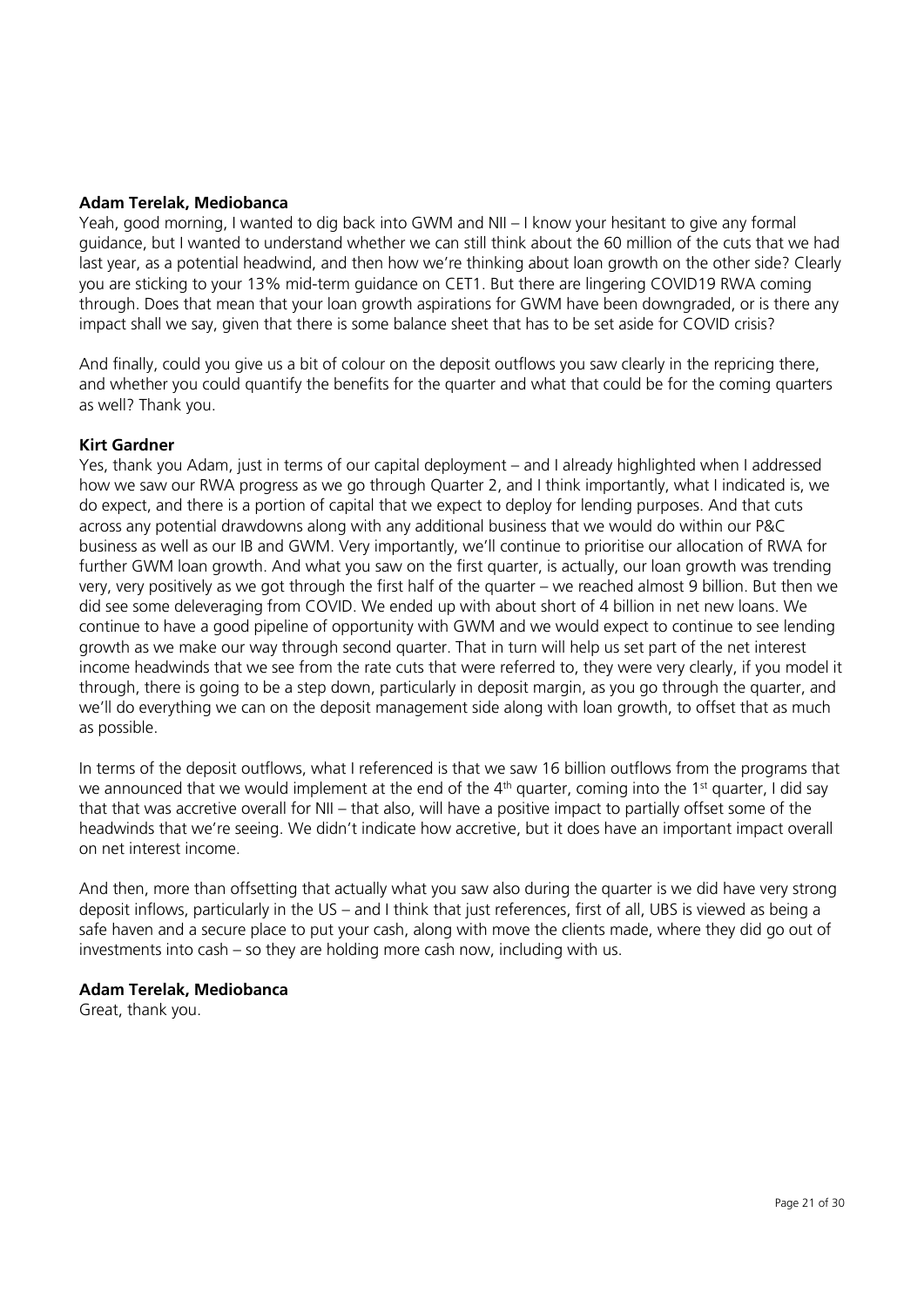**Adam Terelak, Mediobanca**

Yeah, good morning, I wanted to dig back into GWM and NII – I know your hesitant to give any formal guidance, but I wanted to understand whether we can still think about the 60 million of the cuts that we had last year, as a potential headwind, and then how we're thinking about loan growth on the other side? Clearly you are sticking to your 13% mid-term guidance on CET1. But there are lingering COVID19 RWA coming through. Does that mean that your loan growth aspirations for GWM have been downgraded, or is there any impact shall we say, given that there is some balance sheet that has to be set aside for COVID crisis?

And finally, could you give us a bit of colour on the deposit outflows you saw clearly in the repricing there, and whether you could quantify the benefits for the quarter and what that could be for the coming quarters as well? Thank you.

**Kirt Gardner**

Yes, thank you Adam, just in terms of our capital deployment – and I already highlighted when I addressed how we saw our RWA progress as we go through Quarter 2, and I think importantly, what I indicated is, we do expect, and there is a portion of capital that we expect to deploy for lending purposes. And that cuts across any potential drawdowns along with any additional business that we would do within our P&C business as well as our IB and GWM. Very importantly, we'll continue to prioritise our allocation of RWA for further GWM loan growth. And what you saw on the first quarter, is actually, our loan growth was trending very, very positively as we got through the first half of the quarter – we reached almost 9 billion. But then we did see some deleveraging from COVID. We ended up with about short of 4 billion in net new loans. We continue to have a good pipeline of opportunity with GWM and we would expect to continue to see lending growth as we make our way through second quarter. That in turn will help us set part of the net interest income headwinds that we see from the rate cuts that were referred to, they were very clearly, if you model it through, there is going to be a step down, particularly in deposit margin, as you go through the quarter, and we'll do everything we can on the deposit management side along with loan growth, to offset that as much as possible.

In terms of the deposit outflows, what I referenced is that we saw 16 billion outflows from the programs that we announced that we would implement at the end of the 4th quarter, coming into the 1st quarter, I did say that that was accretive overall for NII – that also, will have a positive impact to partially offset some of the headwinds that we're seeing. We didn't indicate how accretive, but it does have an important impact overall on net interest income.

And then, more than offsetting that actually what you saw also during the quarter is we did have very strong deposit inflows, particularly in the US – and I think that just references, first of all, UBS is viewed as being a safe haven and a secure place to put your cash, along with move the clients made, where they did go out of investments into cash – so they are holding more cash now, including with us.

**Adam Terelak, Mediobanca**

Great, thank you.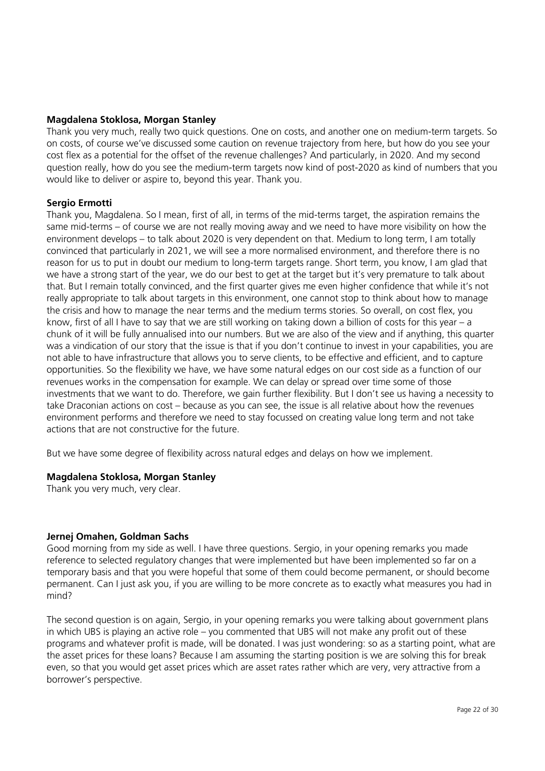**Magdalena Stoklosa, Morgan Stanley**

Thank you very much, really two quick questions. One on costs, and another one on medium-term targets. So on costs, of course we've discussed some caution on revenue trajectory from here, but how do you see your cost flex as a potential for the offset of the revenue challenges? And particularly, in 2020. And my second question really, how do you see the medium-term targets now kind of post-2020 as kind of numbers that you would like to deliver or aspire to, beyond this year. Thank you.

**Sergio Ermotti**

Thank you, Magdalena. So I mean, first of all, in terms of the mid-terms target, the aspiration remains the same mid-terms – of course we are not really moving away and we need to have more visibility on how the environment develops – to talk about 2020 is very dependent on that. Medium to long term, I am totally convinced that particularly in 2021, we will see a more normalised environment, and therefore there is no reason for us to put in doubt our medium to long-term targets range. Short term, you know, I am glad that we have a strong start of the year, we do our best to get at the target but it's very premature to talk about that. But I remain totally convinced, and the first quarter gives me even higher confidence that while it's not really appropriate to talk about targets in this environment, one cannot stop to think about how to manage the crisis and how to manage the near terms and the medium terms stories. So overall, on cost flex, you know, first of all I have to say that we are still working on taking down a billion of costs for this year – a chunk of it will be fully annualised into our numbers. But we are also of the view and if anything, this quarter was a vindication of our story that the issue is that if you don't continue to invest in your capabilities, you are not able to have infrastructure that allows you to serve clients, to be effective and efficient, and to capture opportunities. So the flexibility we have, we have some natural edges on our cost side as a function of our revenues works in the compensation for example. We can delay or spread over time some of those investments that we want to do. Therefore, we gain further flexibility. But I don't see us having a necessity to take Draconian actions on cost – because as you can see, the issue is all relative about how the revenues environment performs and therefore we need to stay focussed on creating value long term and not take actions that are not constructive for the future.

But we have some degree of flexibility across natural edges and delays on how we implement.

**Magdalena Stoklosa, Morgan Stanley**

Thank you very much, very clear.

**Jernej Omahen, Goldman Sachs**

Good morning from my side as well. I have three questions. Sergio, in your opening remarks you made reference to selected regulatory changes that were implemented but have been implemented so far on a temporary basis and that you were hopeful that some of them could become permanent, or should become permanent. Can I just ask you, if you are willing to be more concrete as to exactly what measures you had in mind?

The second question is on again, Sergio, in your opening remarks you were talking about government plans in which UBS is playing an active role – you commented that UBS will not make any profit out of these programs and whatever profit is made, will be donated. I was just wondering: so as a starting point, what are the asset prices for these loans? Because I am assuming the starting position is we are solving this for break even, so that you would get asset prices which are asset rates rather which are very, very attractive from a borrower's perspective.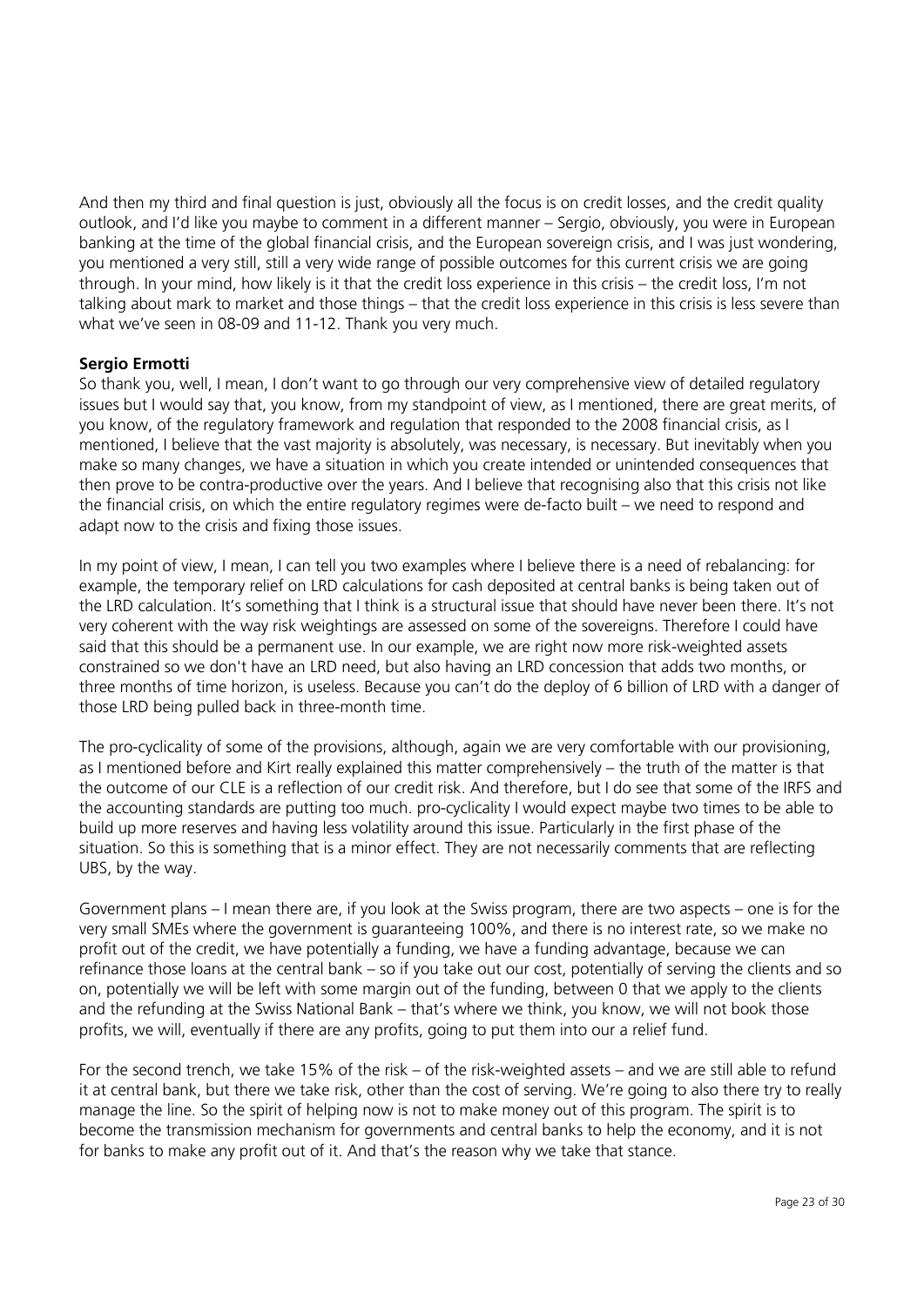And then my third and final question is just, obviously all the focus is on credit losses, and the credit quality outlook, and I'd like you maybe to comment in a different manner – Sergio, obviously, you were in European banking at the time of the global financial crisis, and the European sovereign crisis, and I was just wondering, you mentioned a very still, still a very wide range of possible outcomes for this current crisis we are going through. In your mind, how likely is it that the credit loss experience in this crisis – the credit loss, I'm not talking about mark to market and those things – that the credit loss experience in this crisis is less severe than what we've seen in 08-09 and 11-12. Thank you very much.

**Sergio Ermotti**

So thank you, well, I mean, I don't want to go through our very comprehensive view of detailed regulatory issues but I would say that, you know, from my standpoint of view, as I mentioned, there are great merits, of you know, of the regulatory framework and regulation that responded to the 2008 financial crisis, as I mentioned, I believe that the vast majority is absolutely, was necessary, is necessary. But inevitably when you make so many changes, we have a situation in which you create intended or unintended consequences that then prove to be contra-productive over the years. And I believe that recognising also that this crisis not like the financial crisis, on which the entire regulatory regimes were de-facto built – we need to respond and adapt now to the crisis and fixing those issues.

In my point of view, I mean, I can tell you two examples where I believe there is a need of rebalancing: for example, the temporary relief on LRD calculations for cash deposited at central banks is being taken out of the LRD calculation. It's something that I think is a structural issue that should have never been there. It's not very coherent with the way risk weightings are assessed on some of the sovereigns. Therefore I could have said that this should be a permanent use. In our example, we are right now more risk-weighted assets constrained so we don't have an LRD need, but also having an LRD concession that adds two months, or three months of time horizon, is useless. Because you can't do the deploy of 6 billion of LRD with a danger of those LRD being pulled back in three-month time.

The pro-cyclicality of some of the provisions, although, again we are very comfortable with our provisioning, as I mentioned before and Kirt really explained this matter comprehensively – the truth of the matter is that the outcome of our CLE is a reflection of our credit risk. And therefore, but I do see that some of the IRFS and the accounting standards are putting too much. pro-cyclicality I would expect maybe two times to be able to build up more reserves and having less volatility around this issue. Particularly in the first phase of the situation. So this is something that is a minor effect. They are not necessarily comments that are reflecting UBS, by the way.

Government plans – I mean there are, if you look at the Swiss program, there are two aspects – one is for the very small SMEs where the government is guaranteeing 100%, and there is no interest rate, so we make no profit out of the credit, we have potentially a funding, we have a funding advantage, because we can refinance those loans at the central bank – so if you take out our cost, potentially of serving the clients and so on, potentially we will be left with some margin out of the funding, between 0 that we apply to the clients and the refunding at the Swiss National Bank – that's where we think, you know, we will not book those profits, we will, eventually if there are any profits, going to put them into our a relief fund.

For the second trench, we take 15% of the risk – of the risk-weighted assets – and we are still able to refund it at central bank, but there we take risk, other than the cost of serving. We're going to also there try to really manage the line. So the spirit of helping now is not to make money out of this program. The spirit is to become the transmission mechanism for governments and central banks to help the economy, and it is not for banks to make any profit out of it. And that's the reason why we take that stance.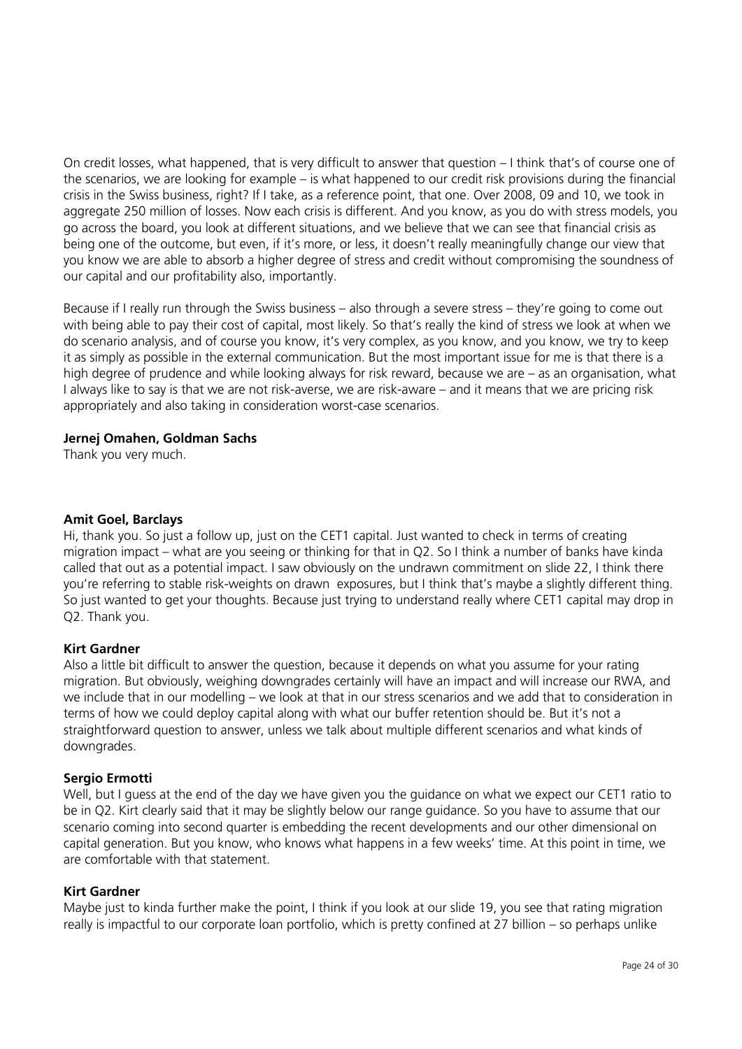On credit losses, what happened, that is very difficult to answer that question – I think that's of course one of the scenarios, we are looking for example – is what happened to our credit risk provisions during the financial crisis in the Swiss business, right? If I take, as a reference point, that one. Over 2008, 09 and 10, we took in aggregate 250 million of losses. Now each crisis is different. And you know, as you do with stress models, you go across the board, you look at different situations, and we believe that we can see that financial crisis as being one of the outcome, but even, if it's more, or less, it doesn't really meaningfully change our view that you know we are able to absorb a higher degree of stress and credit without compromising the soundness of our capital and our profitability also, importantly.

Because if I really run through the Swiss business – also through a severe stress – they're going to come out with being able to pay their cost of capital, most likely. So that's really the kind of stress we look at when we do scenario analysis, and of course you know, it's very complex, as you know, and you know, we try to keep it as simply as possible in the external communication. But the most important issue for me is that there is a high degree of prudence and while looking always for risk reward, because we are – as an organisation, what I always like to say is that we are not risk-averse, we are risk-aware – and it means that we are pricing risk appropriately and also taking in consideration worst-case scenarios.

**Jernej Omahen, Goldman Sachs**
Thank you very much.

**Amit Goel, Barclays**
Hi, thank you. So just a follow up, just on the CET1 capital. Just wanted to check in terms of creating migration impact – what are you seeing or thinking for that in Q2. So I think a number of banks have kinda called that out as a potential impact. I saw obviously on the undrawn commitment on slide 22, I think there you're referring to stable risk-weights on drawn exposures, but I think that's maybe a slightly different thing. So just wanted to get your thoughts. Because just trying to understand really where CET1 capital may drop in Q2. Thank you.

**Kirt Gardner**
Also a little bit difficult to answer the question, because it depends on what you assume for your rating migration. But obviously, weighing downgrades certainly will have an impact and will increase our RWA, and we include that in our modelling – we look at that in our stress scenarios and we add that to consideration in terms of how we could deploy capital along with what our buffer retention should be. But it's not a straightforward question to answer, unless we talk about multiple different scenarios and what kinds of downgrades.

**Sergio Ermotti**
Well, but I guess at the end of the day we have given you the guidance on what we expect our CET1 ratio to be in Q2. Kirt clearly said that it may be slightly below our range guidance. So you have to assume that our scenario coming into second quarter is embedding the recent developments and our other dimensional on capital generation. But you know, who knows what happens in a few weeks' time. At this point in time, we are comfortable with that statement.

**Kirt Gardner**
Maybe just to kinda further make the point, I think if you look at our slide 19, you see that rating migration really is impactful to our corporate loan portfolio, which is pretty confined at 27 billion – so perhaps unlike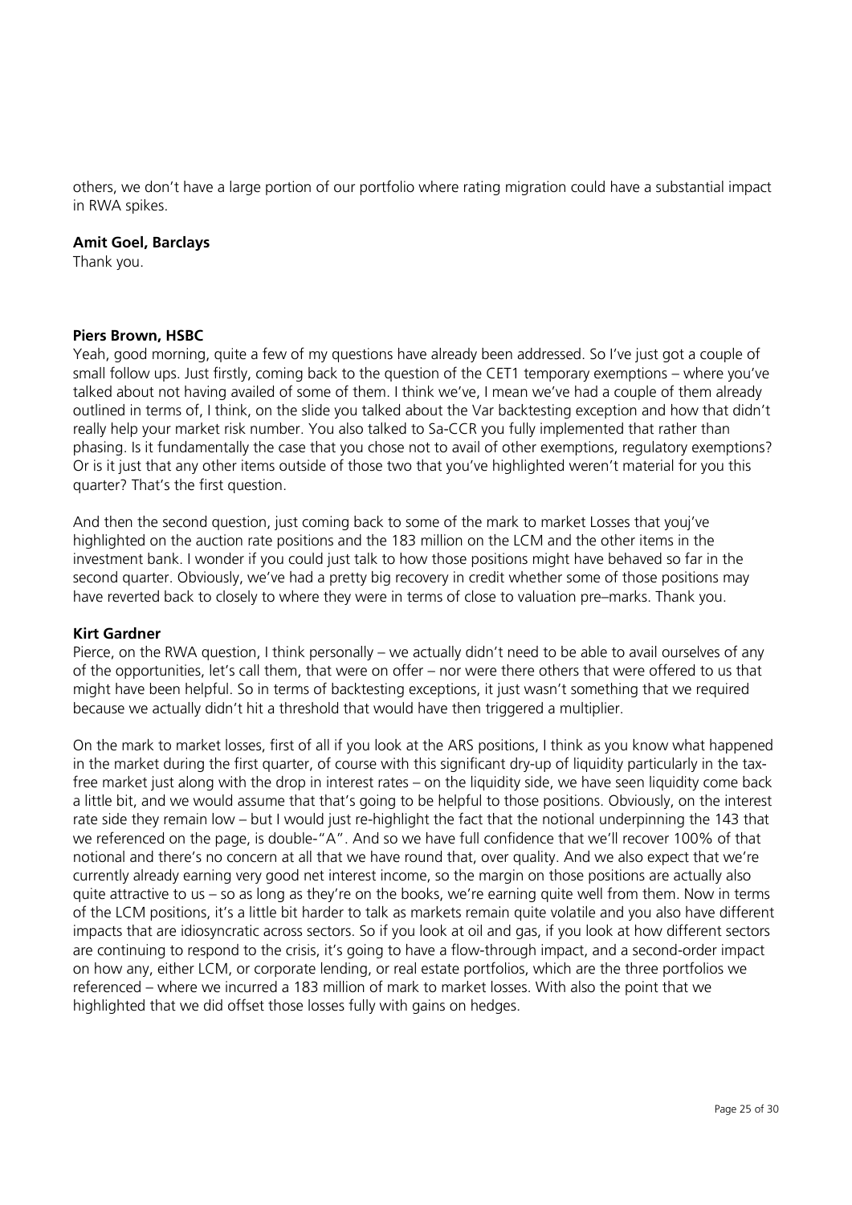others, we don't have a large portion of our portfolio where rating migration could have a substantial impact in RWA spikes.

**Amit Goel, Barclays**
Thank you.

**Piers Brown, HSBC**
Yeah, good morning, quite a few of my questions have already been addressed. So I've just got a couple of small follow ups. Just firstly, coming back to the question of the CET1 temporary exemptions – where you've talked about not having availed of some of them. I think we've, I mean we've had a couple of them already outlined in terms of, I think, on the slide you talked about the Var backtesting exception and how that didn't really help your market risk number. You also talked to Sa-CCR you fully implemented that rather than phasing. Is it fundamentally the case that you chose not to avail of other exemptions, regulatory exemptions? Or is it just that any other items outside of those two that you've highlighted weren't material for you this quarter? That's the first question.

And then the second question, just coming back to some of the mark to market Losses that youj've highlighted on the auction rate positions and the 183 million on the LCM and the other items in the investment bank. I wonder if you could just talk to how those positions might have behaved so far in the second quarter. Obviously, we've had a pretty big recovery in credit whether some of those positions may have reverted back to closely to where they were in terms of close to valuation pre–marks. Thank you.

**Kirt Gardner**
Pierce, on the RWA question, I think personally – we actually didn't need to be able to avail ourselves of any of the opportunities, let's call them, that were on offer – nor were there others that were offered to us that might have been helpful. So in terms of backtesting exceptions, it just wasn't something that we required because we actually didn't hit a threshold that would have then triggered a multiplier.

On the mark to market losses, first of all if you look at the ARS positions, I think as you know what happened in the market during the first quarter, of course with this significant dry-up of liquidity particularly in the tax-free market just along with the drop in interest rates – on the liquidity side, we have seen liquidity come back a little bit, and we would assume that that's going to be helpful to those positions. Obviously, on the interest rate side they remain low – but I would just re-highlight the fact that the notional underpinning the 143 that we referenced on the page, is double-"A". And so we have full confidence that we'll recover 100% of that notional and there's no concern at all that we have round that, over quality. And we also expect that we're currently already earning very good net interest income, so the margin on those positions are actually also quite attractive to us – so as long as they're on the books, we're earning quite well from them. Now in terms of the LCM positions, it's a little bit harder to talk as markets remain quite volatile and you also have different impacts that are idiosyncratic across sectors. So if you look at oil and gas, if you look at how different sectors are continuing to respond to the crisis, it's going to have a flow-through impact, and a second-order impact on how any, either LCM, or corporate lending, or real estate portfolios, which are the three portfolios we referenced – where we incurred a 183 million of mark to market losses. With also the point that we highlighted that we did offset those losses fully with gains on hedges.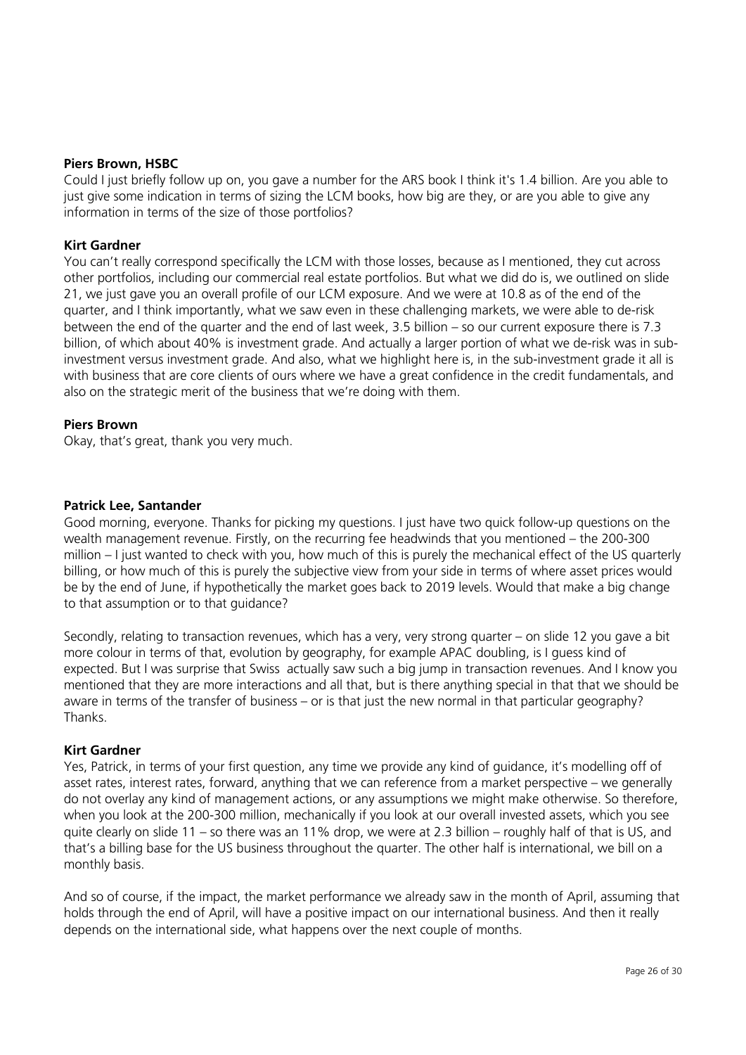**Piers Brown, HSBC**

Could I just briefly follow up on, you gave a number for the ARS book I think it's 1.4 billion. Are you able to just give some indication in terms of sizing the LCM books, how big are they, or are you able to give any information in terms of the size of those portfolios?

**Kirt Gardner**

You can't really correspond specifically the LCM with those losses, because as I mentioned, they cut across other portfolios, including our commercial real estate portfolios. But what we did do is, we outlined on slide 21, we just gave you an overall profile of our LCM exposure. And we were at 10.8 as of the end of the quarter, and I think importantly, what we saw even in these challenging markets, we were able to de-risk between the end of the quarter and the end of last week, 3.5 billion – so our current exposure there is 7.3 billion, of which about 40% is investment grade. And actually a larger portion of what we de-risk was in sub-investment versus investment grade. And also, what we highlight here is, in the sub-investment grade it all is with business that are core clients of ours where we have a great confidence in the credit fundamentals, and also on the strategic merit of the business that we're doing with them.

**Piers Brown**

Okay, that's great, thank you very much.

**Patrick Lee, Santander**

Good morning, everyone. Thanks for picking my questions. I just have two quick follow-up questions on the wealth management revenue. Firstly, on the recurring fee headwinds that you mentioned – the 200-300 million – I just wanted to check with you, how much of this is purely the mechanical effect of the US quarterly billing, or how much of this is purely the subjective view from your side in terms of where asset prices would be by the end of June, if hypothetically the market goes back to 2019 levels. Would that make a big change to that assumption or to that guidance?

Secondly, relating to transaction revenues, which has a very, very strong quarter – on slide 12 you gave a bit more colour in terms of that, evolution by geography, for example APAC doubling, is I guess kind of expected. But I was surprise that Swiss actually saw such a big jump in transaction revenues. And I know you mentioned that they are more interactions and all that, but is there anything special in that that we should be aware in terms of the transfer of business – or is that just the new normal in that particular geography? Thanks.

**Kirt Gardner**

Yes, Patrick, in terms of your first question, any time we provide any kind of guidance, it's modelling off of asset rates, interest rates, forward, anything that we can reference from a market perspective – we generally do not overlay any kind of management actions, or any assumptions we might make otherwise. So therefore, when you look at the 200-300 million, mechanically if you look at our overall invested assets, which you see quite clearly on slide 11 – so there was an 11% drop, we were at 2.3 billion – roughly half of that is US, and that's a billing base for the US business throughout the quarter. The other half is international, we bill on a monthly basis.

And so of course, if the impact, the market performance we already saw in the month of April, assuming that holds through the end of April, will have a positive impact on our international business. And then it really depends on the international side, what happens over the next couple of months.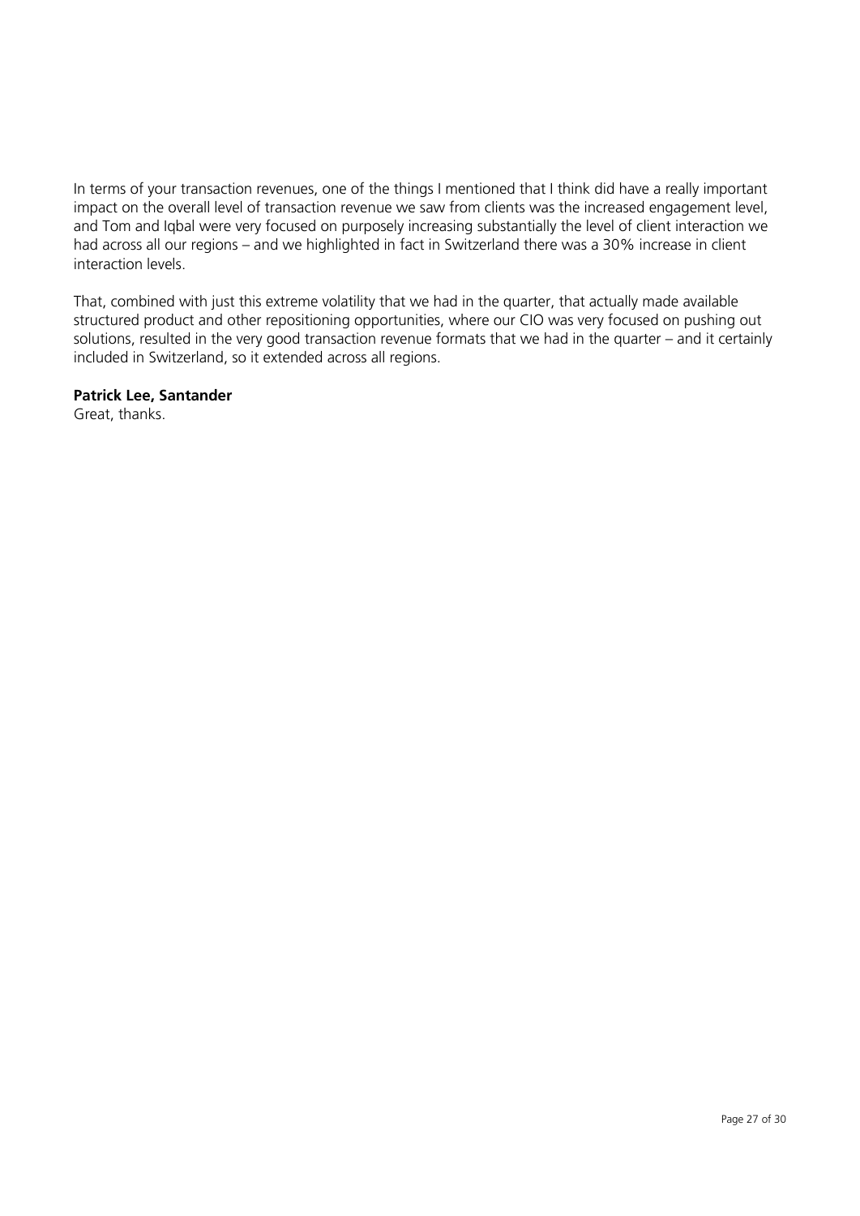In terms of your transaction revenues, one of the things I mentioned that I think did have a really important impact on the overall level of transaction revenue we saw from clients was the increased engagement level, and Tom and Iqbal were very focused on purposely increasing substantially the level of client interaction we had across all our regions – and we highlighted in fact in Switzerland there was a 30% increase in client interaction levels.

That, combined with just this extreme volatility that we had in the quarter, that actually made available structured product and other repositioning opportunities, where our CIO was very focused on pushing out solutions, resulted in the very good transaction revenue formats that we had in the quarter – and it certainly included in Switzerland, so it extended across all regions.

**Patrick Lee, Santander**
Great, thanks.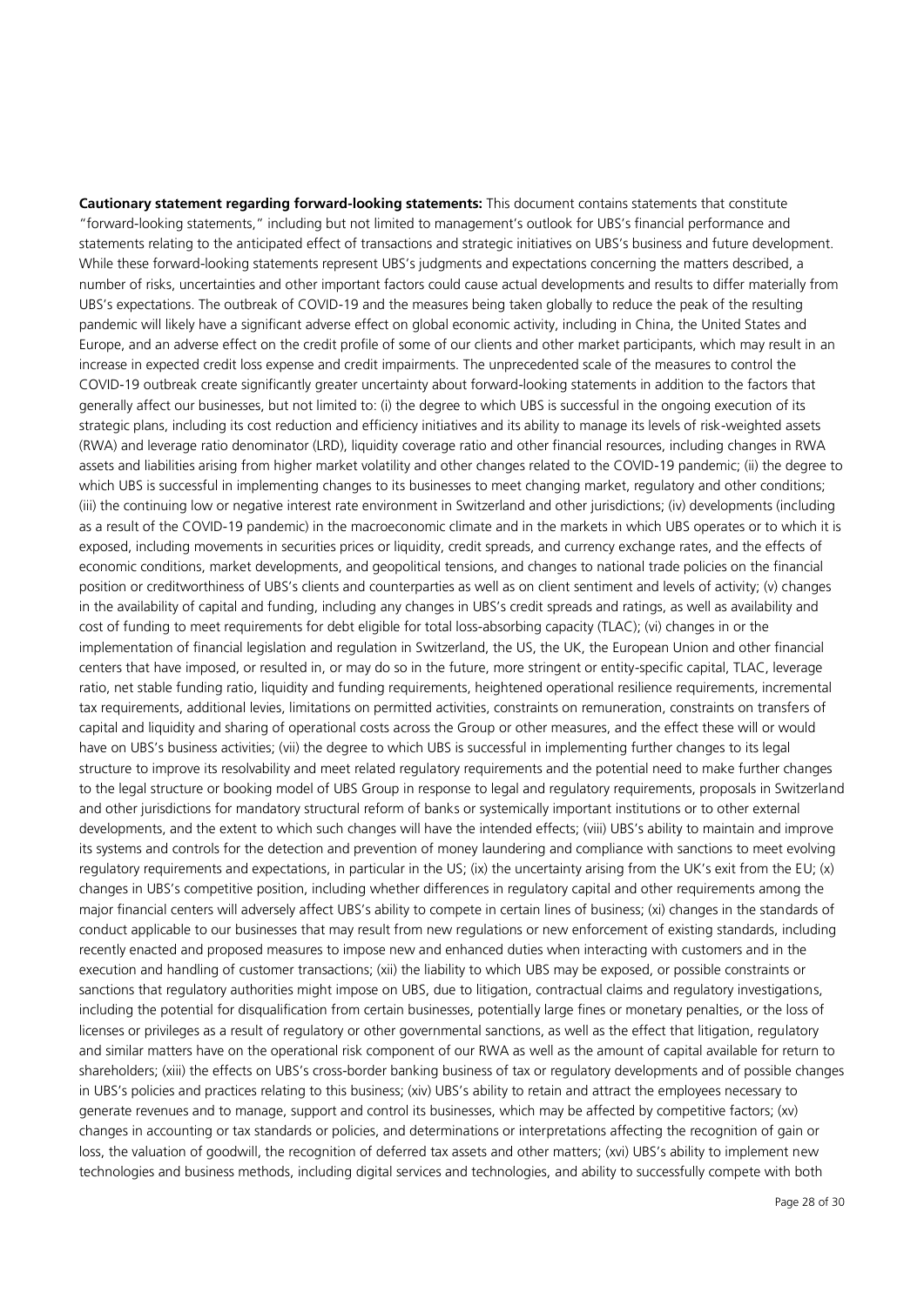**Cautionary statement regarding forward-looking statements:** This document contains statements that constitute "forward-looking statements," including but not limited to management's outlook for UBS's financial performance and statements relating to the anticipated effect of transactions and strategic initiatives on UBS's business and future development. While these forward-looking statements represent UBS's judgments and expectations concerning the matters described, a number of risks, uncertainties and other important factors could cause actual developments and results to differ materially from UBS's expectations. The outbreak of COVID-19 and the measures being taken globally to reduce the peak of the resulting pandemic will likely have a significant adverse effect on global economic activity, including in China, the United States and Europe, and an adverse effect on the credit profile of some of our clients and other market participants, which may result in an increase in expected credit loss expense and credit impairments. The unprecedented scale of the measures to control the COVID-19 outbreak create significantly greater uncertainty about forward-looking statements in addition to the factors that generally affect our businesses, but not limited to: (i) the degree to which UBS is successful in the ongoing execution of its strategic plans, including its cost reduction and efficiency initiatives and its ability to manage its levels of risk-weighted assets (RWA) and leverage ratio denominator (LRD), liquidity coverage ratio and other financial resources, including changes in RWA assets and liabilities arising from higher market volatility and other changes related to the COVID-19 pandemic; (ii) the degree to which UBS is successful in implementing changes to its businesses to meet changing market, regulatory and other conditions; (iii) the continuing low or negative interest rate environment in Switzerland and other jurisdictions; (iv) developments (including as a result of the COVID-19 pandemic) in the macroeconomic climate and in the markets in which UBS operates or to which it is exposed, including movements in securities prices or liquidity, credit spreads, and currency exchange rates, and the effects of economic conditions, market developments, and geopolitical tensions, and changes to national trade policies on the financial position or creditworthiness of UBS's clients and counterparties as well as on client sentiment and levels of activity; (v) changes in the availability of capital and funding, including any changes in UBS's credit spreads and ratings, as well as availability and cost of funding to meet requirements for debt eligible for total loss-absorbing capacity (TLAC); (vi) changes in or the implementation of financial legislation and regulation in Switzerland, the US, the UK, the European Union and other financial centers that have imposed, or resulted in, or may do so in the future, more stringent or entity-specific capital, TLAC, leverage ratio, net stable funding ratio, liquidity and funding requirements, heightened operational resilience requirements, incremental tax requirements, additional levies, limitations on permitted activities, constraints on remuneration, constraints on transfers of capital and liquidity and sharing of operational costs across the Group or other measures, and the effect these will or would have on UBS's business activities; (vii) the degree to which UBS is successful in implementing further changes to its legal structure to improve its resolvability and meet related regulatory requirements and the potential need to make further changes to the legal structure or booking model of UBS Group in response to legal and regulatory requirements, proposals in Switzerland and other jurisdictions for mandatory structural reform of banks or systemically important institutions or to other external developments, and the extent to which such changes will have the intended effects; (viii) UBS's ability to maintain and improve its systems and controls for the detection and prevention of money laundering and compliance with sanctions to meet evolving regulatory requirements and expectations, in particular in the US; (ix) the uncertainty arising from the UK's exit from the EU; (x) changes in UBS's competitive position, including whether differences in regulatory capital and other requirements among the major financial centers will adversely affect UBS's ability to compete in certain lines of business; (xi) changes in the standards of conduct applicable to our businesses that may result from new regulations or new enforcement of existing standards, including recently enacted and proposed measures to impose new and enhanced duties when interacting with customers and in the execution and handling of customer transactions; (xii) the liability to which UBS may be exposed, or possible constraints or sanctions that regulatory authorities might impose on UBS, due to litigation, contractual claims and regulatory investigations, including the potential for disqualification from certain businesses, potentially large fines or monetary penalties, or the loss of licenses or privileges as a result of regulatory or other governmental sanctions, as well as the effect that litigation, regulatory and similar matters have on the operational risk component of our RWA as well as the amount of capital available for return to shareholders; (xiii) the effects on UBS's cross-border banking business of tax or regulatory developments and of possible changes in UBS's policies and practices relating to this business; (xiv) UBS's ability to retain and attract the employees necessary to generate revenues and to manage, support and control its businesses, which may be affected by competitive factors; (xv) changes in accounting or tax standards or policies, and determinations or interpretations affecting the recognition of gain or loss, the valuation of goodwill, the recognition of deferred tax assets and other matters; (xvi) UBS's ability to implement new technologies and business methods, including digital services and technologies, and ability to successfully compete with both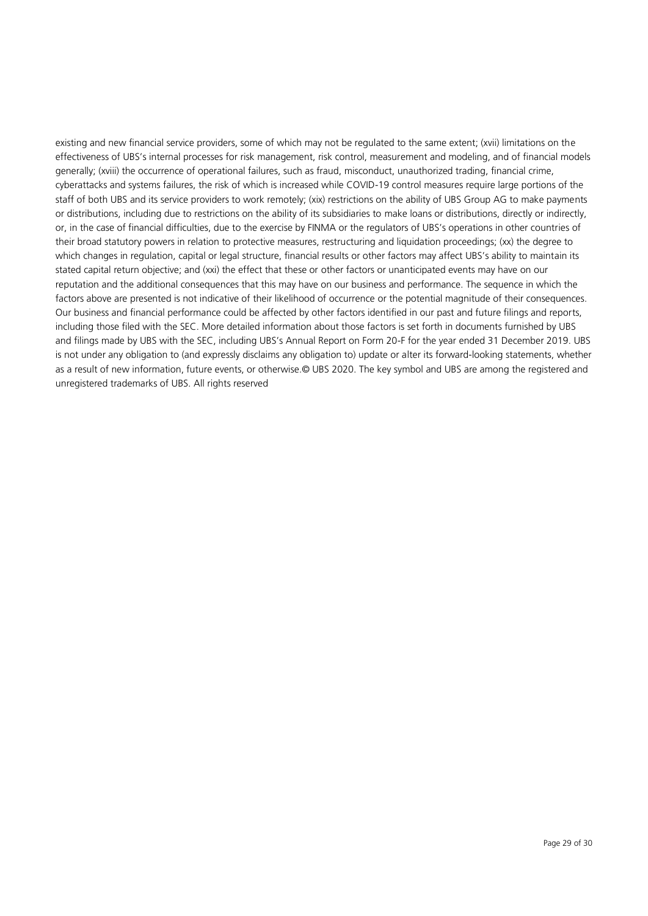existing and new financial service providers, some of which may not be regulated to the same extent; (xvii) limitations on the effectiveness of UBS's internal processes for risk management, risk control, measurement and modeling, and of financial models generally; (xviii) the occurrence of operational failures, such as fraud, misconduct, unauthorized trading, financial crime, cyberattacks and systems failures, the risk of which is increased while COVID-19 control measures require large portions of the staff of both UBS and its service providers to work remotely; (xix) restrictions on the ability of UBS Group AG to make payments or distributions, including due to restrictions on the ability of its subsidiaries to make loans or distributions, directly or indirectly, or, in the case of financial difficulties, due to the exercise by FINMA or the regulators of UBS's operations in other countries of their broad statutory powers in relation to protective measures, restructuring and liquidation proceedings; (xx) the degree to which changes in regulation, capital or legal structure, financial results or other factors may affect UBS's ability to maintain its stated capital return objective; and (xxi) the effect that these or other factors or unanticipated events may have on our reputation and the additional consequences that this may have on our business and performance. The sequence in which the factors above are presented is not indicative of their likelihood of occurrence or the potential magnitude of their consequences. Our business and financial performance could be affected by other factors identified in our past and future filings and reports, including those filed with the SEC. More detailed information about those factors is set forth in documents furnished by UBS and filings made by UBS with the SEC, including UBS's Annual Report on Form 20-F for the year ended 31 December 2019. UBS is not under any obligation to (and expressly disclaims any obligation to) update or alter its forward-looking statements, whether as a result of new information, future events, or otherwise.© UBS 2020. The key symbol and UBS are among the registered and unregistered trademarks of UBS. All rights reserved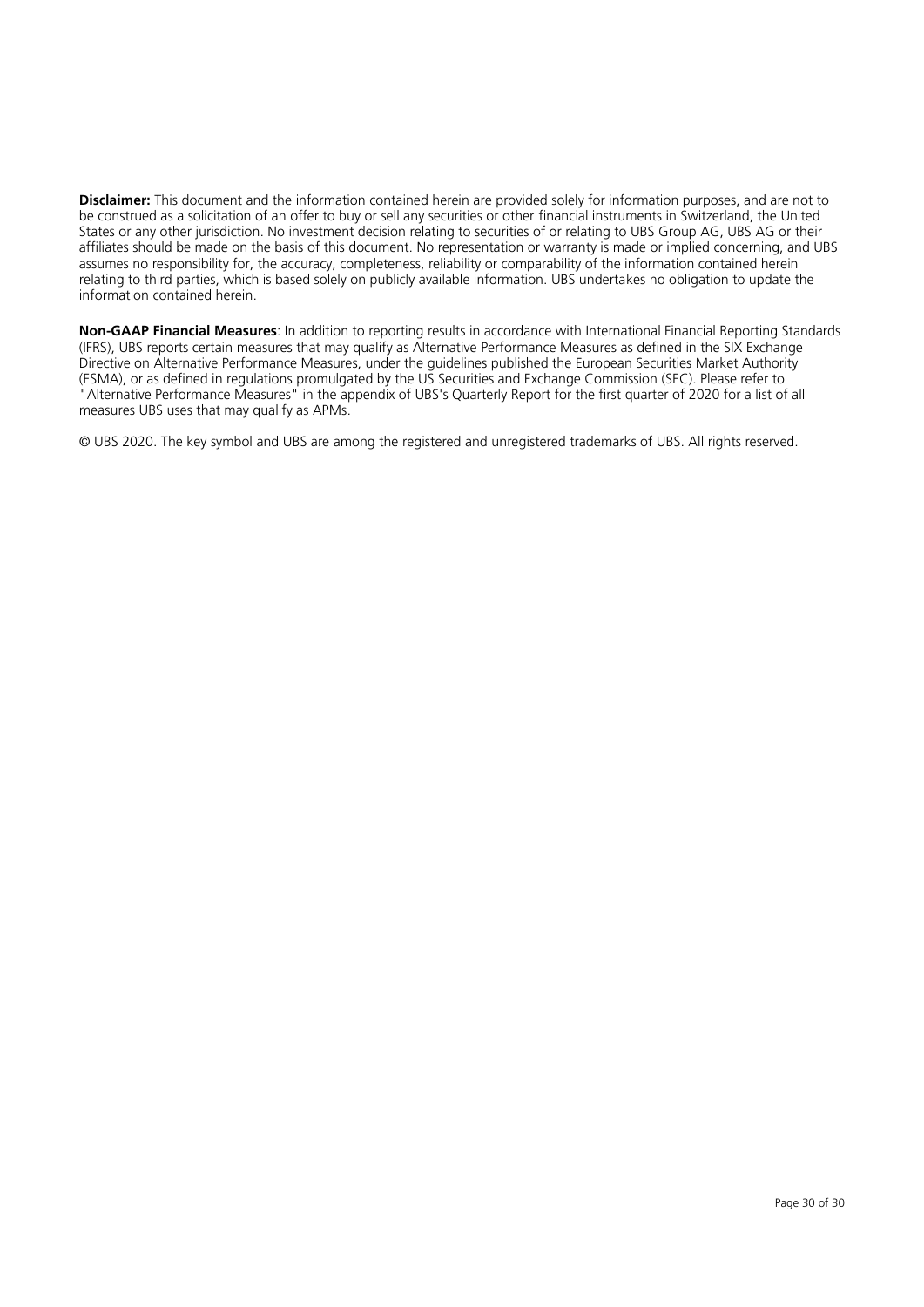**Disclaimer:** This document and the information contained herein are provided solely for information purposes, and are not to be construed as a solicitation of an offer to buy or sell any securities or other financial instruments in Switzerland, the United States or any other jurisdiction. No investment decision relating to securities of or relating to UBS Group AG, UBS AG or their affiliates should be made on the basis of this document. No representation or warranty is made or implied concerning, and UBS assumes no responsibility for, the accuracy, completeness, reliability or comparability of the information contained herein relating to third parties, which is based solely on publicly available information. UBS undertakes no obligation to update the information contained herein.

**Non-GAAP Financial Measures**: In addition to reporting results in accordance with International Financial Reporting Standards (IFRS), UBS reports certain measures that may qualify as Alternative Performance Measures as defined in the SIX Exchange Directive on Alternative Performance Measures, under the guidelines published the European Securities Market Authority (ESMA), or as defined in regulations promulgated by the US Securities and Exchange Commission (SEC). Please refer to "Alternative Performance Measures" in the appendix of UBS's Quarterly Report for the first quarter of 2020 for a list of all measures UBS uses that may qualify as APMs.

© UBS 2020. The key symbol and UBS are among the registered and unregistered trademarks of UBS. All rights reserved.